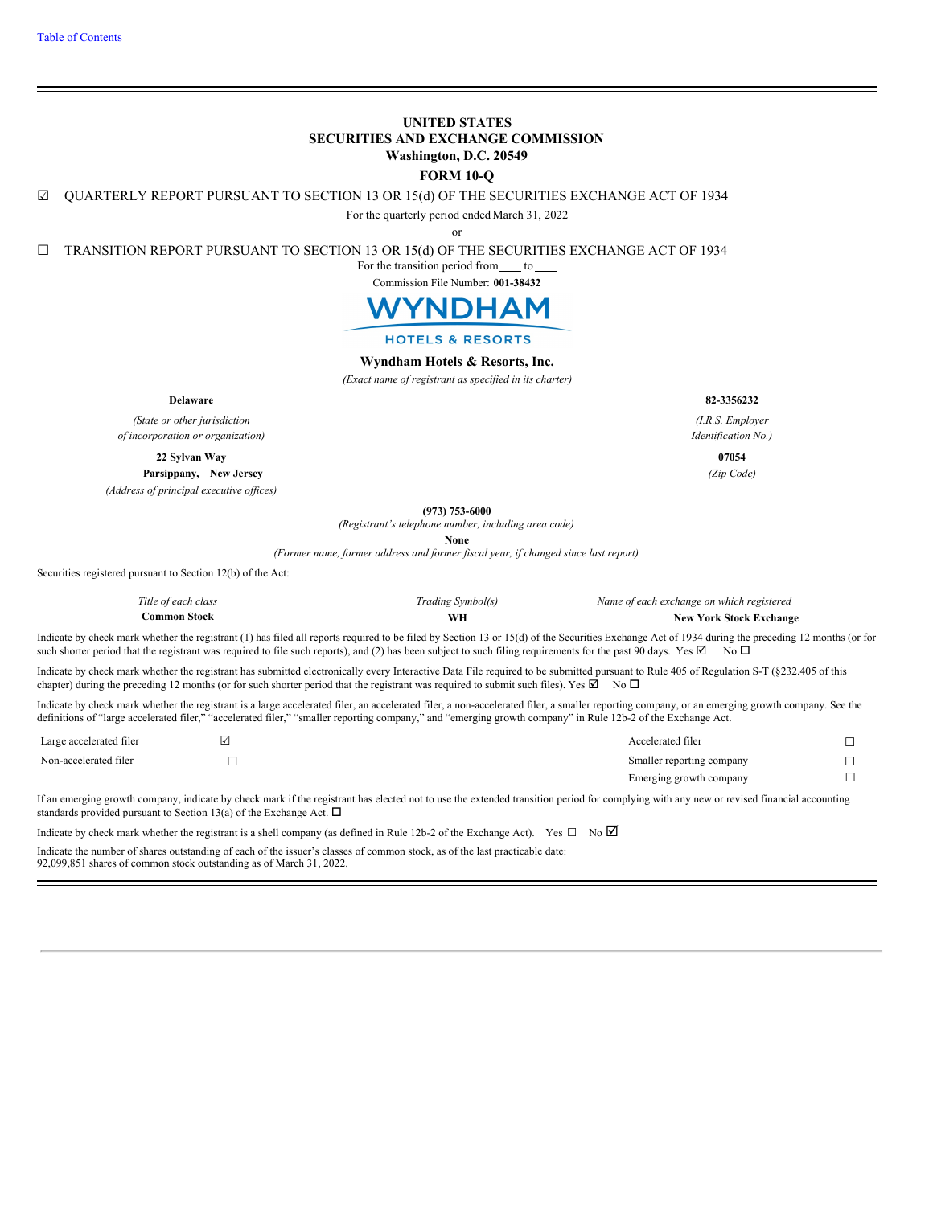Table of Contents

**UNITED STATES**
**SECURITIES AND EXCHANGE COMMISSION**
**Washington, D.C. 20549**

**FORM 10-Q**

☑ QUARTERLY REPORT PURSUANT TO SECTION 13 OR 15(d) OF THE SECURITIES EXCHANGE ACT OF 1934

For the quarterly period ended March 31, 2022

or

☐ TRANSITION REPORT PURSUANT TO SECTION 13 OR 15(d) OF THE SECURITIES EXCHANGE ACT OF 1934

For the transition period from\_\_\_\_ to \_\_\_\_

Commission File Number: **001-38432**

WYNDHAM HOTELS & RESORTS

**Wyndham Hotels & Resorts, Inc.**

*(Exact name of registrant as specified in its charter)*

| | |
|---|---|
| **Delaware** | **82-3356232** |
| *(State or other jurisdiction of incorporation or organization)* | *(I.R.S. Employer Identification No.)* |
| **22 Sylvan Way Parsippany, New Jersey** | **07054** |
| *(Address of principal executive offices)* | *(Zip Code)* |

**(973) 753-6000**

*(Registrant's telephone number, including area code)*

**None**

*(Former name, former address and former fiscal year, if changed since last report)*

Securities registered pursuant to Section 12(b) of the Act:

| *Title of each class* | *Trading Symbol(s)* | *Name of each exchange on which registered* |
|---|---|---|
| **Common Stock** | **WH** | **New York Stock Exchange** |

Indicate by check mark whether the registrant (1) has filed all reports required to be filed by Section 13 or 15(d) of the Securities Exchange Act of 1934 during the preceding 12 months (or for such shorter period that the registrant was required to file such reports), and (2) has been subject to such filing requirements for the past 90 days. Yes ☑ No ☐

Indicate by check mark whether the registrant has submitted electronically every Interactive Data File required to be submitted pursuant to Rule 405 of Regulation S-T (§232.405 of this chapter) during the preceding 12 months (or for such shorter period that the registrant was required to submit such files). Yes ☑ No ☐

Indicate by check mark whether the registrant is a large accelerated filer, an accelerated filer, a non-accelerated filer, a smaller reporting company, or an emerging growth company. See the definitions of "large accelerated filer," "accelerated filer," "smaller reporting company," and "emerging growth company" in Rule 12b-2 of the Exchange Act.

| | | | |
|---|---|---|---|
| Large accelerated filer | ☑ | Accelerated filer | ☐ |
| Non-accelerated filer | ☐ | Smaller reporting company | ☐ |
| | | Emerging growth company | ☐ |

If an emerging growth company, indicate by check mark if the registrant has elected not to use the extended transition period for complying with any new or revised financial accounting standards provided pursuant to Section 13(a) of the Exchange Act. ☐

Indicate by check mark whether the registrant is a shell company (as defined in Rule 12b-2 of the Exchange Act). Yes ☐ No ☑

Indicate the number of shares outstanding of each of the issuer's classes of common stock, as of the last practicable date:
92,099,851 shares of common stock outstanding as of March 31, 2022.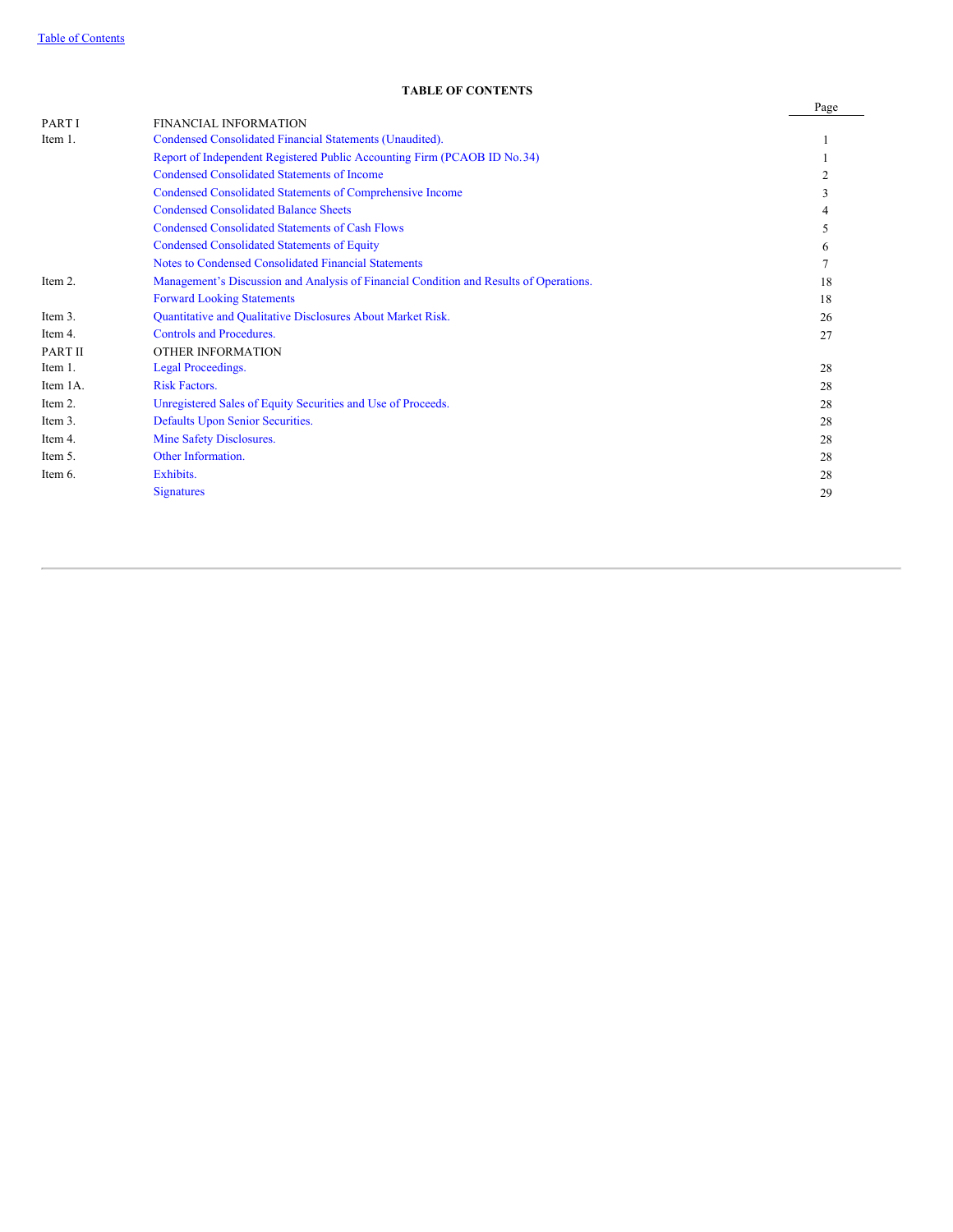# TABLE OF CONTENTS

| | | Page |
|---|---|---|
| PART I | FINANCIAL INFORMATION | |
| Item 1. | Condensed Consolidated Financial Statements (Unaudited). | 1 |
| | Report of Independent Registered Public Accounting Firm (PCAOB ID No. 34) | 1 |
| | Condensed Consolidated Statements of Income | 2 |
| | Condensed Consolidated Statements of Comprehensive Income | 3 |
| | Condensed Consolidated Balance Sheets | 4 |
| | Condensed Consolidated Statements of Cash Flows | 5 |
| | Condensed Consolidated Statements of Equity | 6 |
| | Notes to Condensed Consolidated Financial Statements | 7 |
| Item 2. | Management's Discussion and Analysis of Financial Condition and Results of Operations. | 18 |
| | Forward Looking Statements | 18 |
| Item 3. | Quantitative and Qualitative Disclosures About Market Risk. | 26 |
| Item 4. | Controls and Procedures. | 27 |
| PART II | OTHER INFORMATION | |
| Item 1. | Legal Proceedings. | 28 |
| Item 1A. | Risk Factors. | 28 |
| Item 2. | Unregistered Sales of Equity Securities and Use of Proceeds. | 28 |
| Item 3. | Defaults Upon Senior Securities. | 28 |
| Item 4. | Mine Safety Disclosures. | 28 |
| Item 5. | Other Information. | 28 |
| Item 6. | Exhibits. | 28 |
| | Signatures | 29 |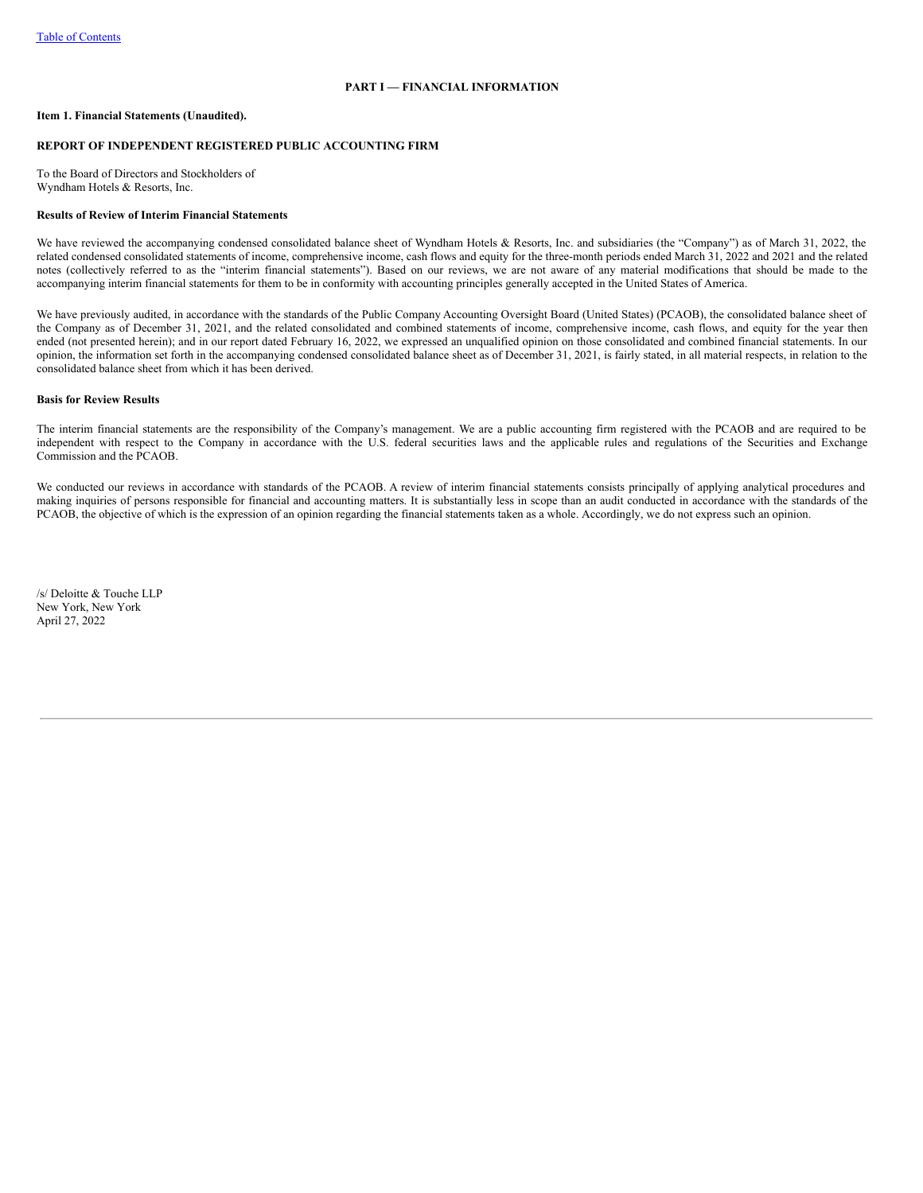## PART I — FINANCIAL INFORMATION

**Item 1. Financial Statements (Unaudited).**

**REPORT OF INDEPENDENT REGISTERED PUBLIC ACCOUNTING FIRM**

To the Board of Directors and Stockholders of
Wyndham Hotels & Resorts, Inc.

**Results of Review of Interim Financial Statements**

We have reviewed the accompanying condensed consolidated balance sheet of Wyndham Hotels & Resorts, Inc. and subsidiaries (the "Company") as of March 31, 2022, the related condensed consolidated statements of income, comprehensive income, cash flows and equity for the three-month periods ended March 31, 2022 and 2021 and the related notes (collectively referred to as the "interim financial statements"). Based on our reviews, we are not aware of any material modifications that should be made to the accompanying interim financial statements for them to be in conformity with accounting principles generally accepted in the United States of America.

We have previously audited, in accordance with the standards of the Public Company Accounting Oversight Board (United States) (PCAOB), the consolidated balance sheet of the Company as of December 31, 2021, and the related consolidated and combined statements of income, comprehensive income, cash flows, and equity for the year then ended (not presented herein); and in our report dated February 16, 2022, we expressed an unqualified opinion on those consolidated and combined financial statements. In our opinion, the information set forth in the accompanying condensed consolidated balance sheet as of December 31, 2021, is fairly stated, in all material respects, in relation to the consolidated balance sheet from which it has been derived.

**Basis for Review Results**

The interim financial statements are the responsibility of the Company's management. We are a public accounting firm registered with the PCAOB and are required to be independent with respect to the Company in accordance with the U.S. federal securities laws and the applicable rules and regulations of the Securities and Exchange Commission and the PCAOB.

We conducted our reviews in accordance with standards of the PCAOB. A review of interim financial statements consists principally of applying analytical procedures and making inquiries of persons responsible for financial and accounting matters. It is substantially less in scope than an audit conducted in accordance with the standards of the PCAOB, the objective of which is the expression of an opinion regarding the financial statements taken as a whole. Accordingly, we do not express such an opinion.

/s/ Deloitte & Touche LLP
New York, New York
April 27, 2022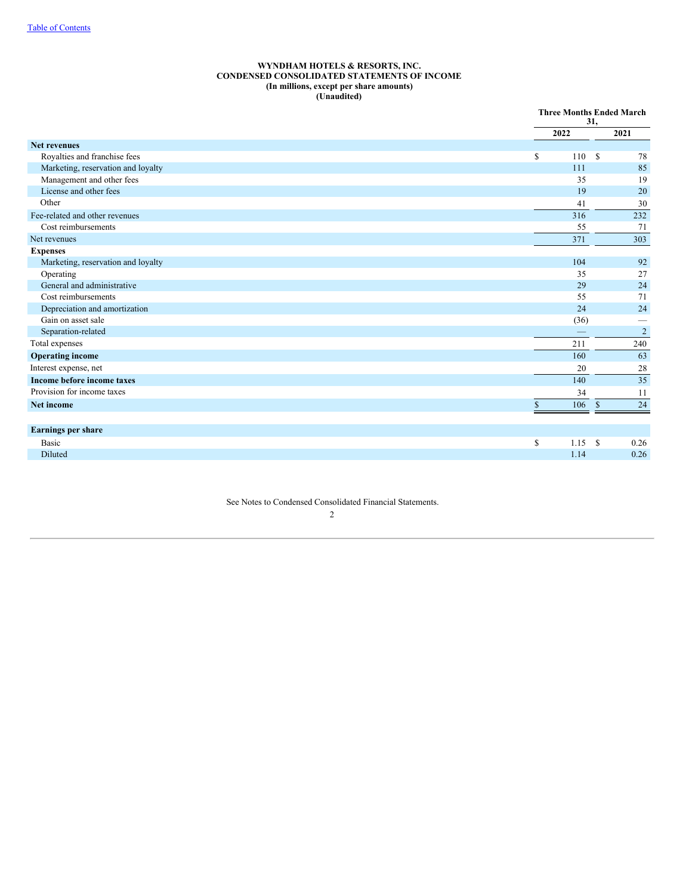**WYNDHAM HOTELS & RESORTS, INC.**
**CONDENSED CONSOLIDATED STATEMENTS OF INCOME**
**(In millions, except per share amounts)**
**(Unaudited)**

| | Three Months Ended March 31, | |
|---|---|---|
| | 2022 | 2021 |
| **Net revenues** | | |
| Royalties and franchise fees | $ 110 | $ 78 |
| Marketing, reservation and loyalty | 111 | 85 |
| Management and other fees | 35 | 19 |
| License and other fees | 19 | 20 |
| Other | 41 | 30 |
| Fee-related and other revenues | 316 | 232 |
| Cost reimbursements | 55 | 71 |
| Net revenues | 371 | 303 |
| **Expenses** | | |
| Marketing, reservation and loyalty | 104 | 92 |
| Operating | 35 | 27 |
| General and administrative | 29 | 24 |
| Cost reimbursements | 55 | 71 |
| Depreciation and amortization | 24 | 24 |
| Gain on asset sale | (36) | — |
| Separation-related | — | 2 |
| Total expenses | 211 | 240 |
| **Operating income** | 160 | 63 |
| Interest expense, net | 20 | 28 |
| **Income before income taxes** | 140 | 35 |
| Provision for income taxes | 34 | 11 |
| **Net income** | $ 106 | $ 24 |
| | | |
| **Earnings per share** | | |
| Basic | $ 1.15 | $ 0.26 |
| Diluted | 1.14 | 0.26 |

See Notes to Condensed Consolidated Financial Statements.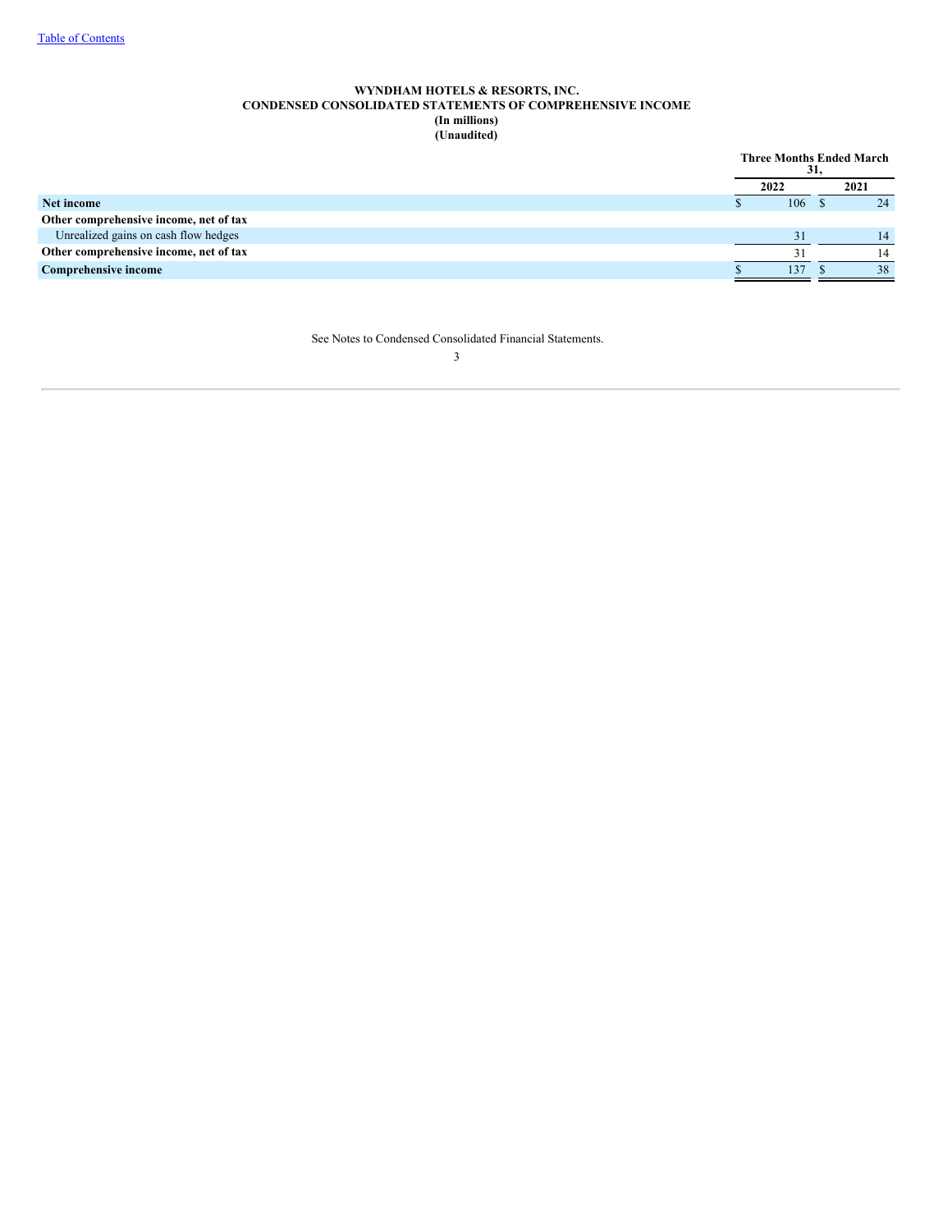**WYNDHAM HOTELS & RESORTS, INC.**
**CONDENSED CONSOLIDATED STATEMENTS OF COMPREHENSIVE INCOME**
**(In millions)**
**(Unaudited)**

| | Three Months Ended March 31, | |
|---|---|---|
| | 2022 | 2021 |
| **Net income** | $ 106 | $ 24 |
| **Other comprehensive income, net of tax** | | |
| Unrealized gains on cash flow hedges | 31 | 14 |
| **Other comprehensive income, net of tax** | 31 | 14 |
| **Comprehensive income** | $ 137 | $ 38 |

See Notes to Condensed Consolidated Financial Statements.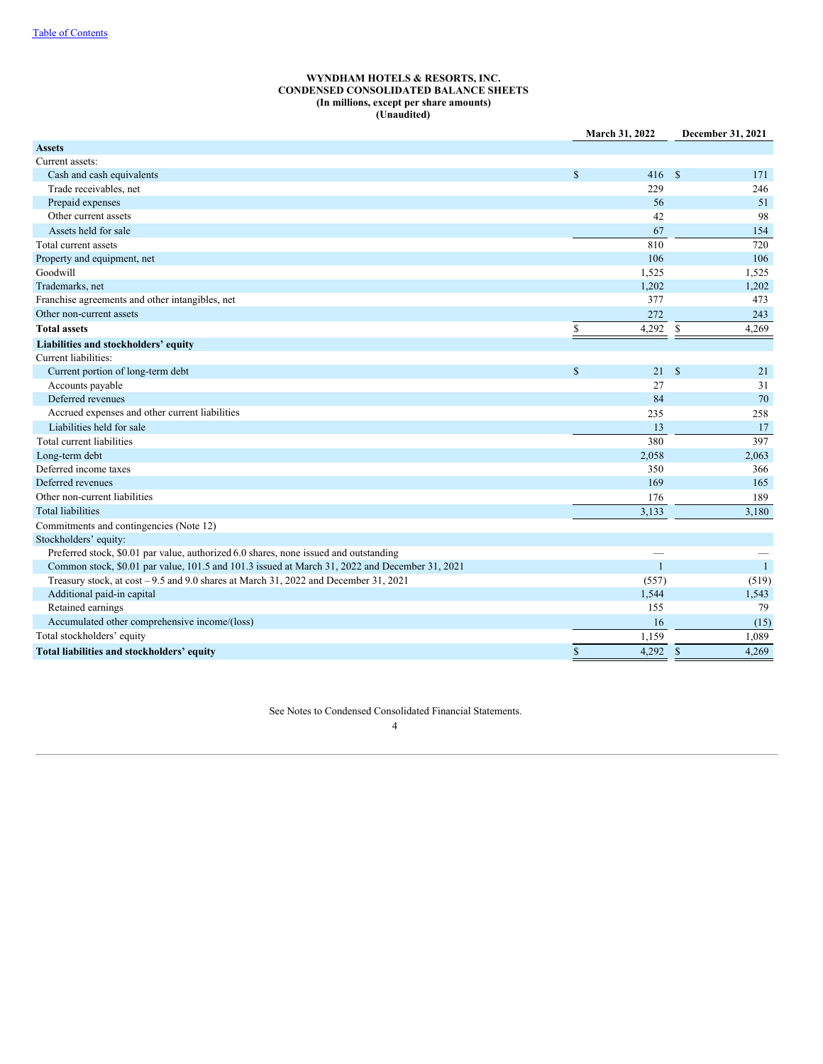**WYNDHAM HOTELS & RESORTS, INC.**
**CONDENSED CONSOLIDATED BALANCE SHEETS**
**(In millions, except per share amounts)**
**(Unaudited)**

| | March 31, 2022 | December 31, 2021 |
|---|---|---|
| **Assets** | | |
| Current assets: | | |
| Cash and cash equivalents | $ 416 | $ 171 |
| Trade receivables, net | 229 | 246 |
| Prepaid expenses | 56 | 51 |
| Other current assets | 42 | 98 |
| Assets held for sale | 67 | 154 |
| Total current assets | 810 | 720 |
| Property and equipment, net | 106 | 106 |
| Goodwill | 1,525 | 1,525 |
| Trademarks, net | 1,202 | 1,202 |
| Franchise agreements and other intangibles, net | 377 | 473 |
| Other non-current assets | 272 | 243 |
| **Total assets** | $ 4,292 | $ 4,269 |
| **Liabilities and stockholders' equity** | | |
| Current liabilities: | | |
| Current portion of long-term debt | $ 21 | $ 21 |
| Accounts payable | 27 | 31 |
| Deferred revenues | 84 | 70 |
| Accrued expenses and other current liabilities | 235 | 258 |
| Liabilities held for sale | 13 | 17 |
| Total current liabilities | 380 | 397 |
| Long-term debt | 2,058 | 2,063 |
| Deferred income taxes | 350 | 366 |
| Deferred revenues | 169 | 165 |
| Other non-current liabilities | 176 | 189 |
| Total liabilities | 3,133 | 3,180 |
| Commitments and contingencies (Note 12) | | |
| Stockholders' equity: | | |
| Preferred stock, $0.01 par value, authorized 6.0 shares, none issued and outstanding | — | — |
| Common stock, $0.01 par value, 101.5 and 101.3 issued at March 31, 2022 and December 31, 2021 | 1 | 1 |
| Treasury stock, at cost – 9.5 and 9.0 shares at March 31, 2022 and December 31, 2021 | (557) | (519) |
| Additional paid-in capital | 1,544 | 1,543 |
| Retained earnings | 155 | 79 |
| Accumulated other comprehensive income/(loss) | 16 | (15) |
| Total stockholders' equity | 1,159 | 1,089 |
| **Total liabilities and stockholders' equity** | $ 4,292 | $ 4,269 |

See Notes to Condensed Consolidated Financial Statements.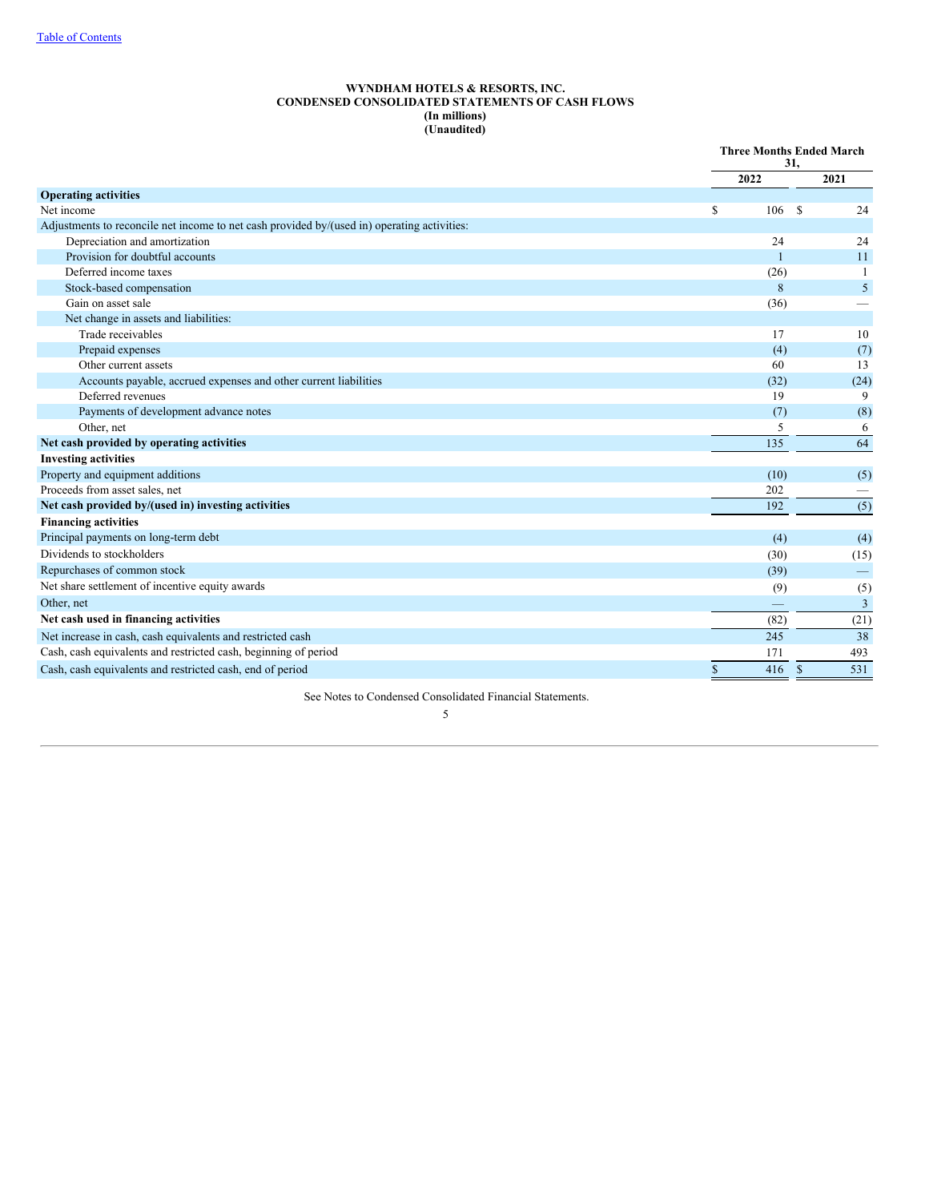# WYNDHAM HOTELS & RESORTS, INC.
## CONDENSED CONSOLIDATED STATEMENTS OF CASH FLOWS
### (In millions)
### (Unaudited)

| | Three Months Ended March 31, | |
|---|---|---|
| | 2022 | 2021 |
| **Operating activities** | | |
| Net income | $ 106 | $ 24 |
| Adjustments to reconcile net income to net cash provided by/(used in) operating activities: | | |
| Depreciation and amortization | 24 | 24 |
| Provision for doubtful accounts | 1 | 11 |
| Deferred income taxes | (26) | 1 |
| Stock-based compensation | 8 | 5 |
| Gain on asset sale | (36) | — |
| Net change in assets and liabilities: | | |
| Trade receivables | 17 | 10 |
| Prepaid expenses | (4) | (7) |
| Other current assets | 60 | 13 |
| Accounts payable, accrued expenses and other current liabilities | (32) | (24) |
| Deferred revenues | 19 | 9 |
| Payments of development advance notes | (7) | (8) |
| Other, net | 5 | 6 |
| **Net cash provided by operating activities** | 135 | 64 |
| **Investing activities** | | |
| Property and equipment additions | (10) | (5) |
| Proceeds from asset sales, net | 202 | — |
| **Net cash provided by/(used in) investing activities** | 192 | (5) |
| **Financing activities** | | |
| Principal payments on long-term debt | (4) | (4) |
| Dividends to stockholders | (30) | (15) |
| Repurchases of common stock | (39) | — |
| Net share settlement of incentive equity awards | (9) | (5) |
| Other, net | — | 3 |
| **Net cash used in financing activities** | (82) | (21) |
| Net increase in cash, cash equivalents and restricted cash | 245 | 38 |
| Cash, cash equivalents and restricted cash, beginning of period | 171 | 493 |
| Cash, cash equivalents and restricted cash, end of period | $ 416 | $ 531 |

See Notes to Condensed Consolidated Financial Statements.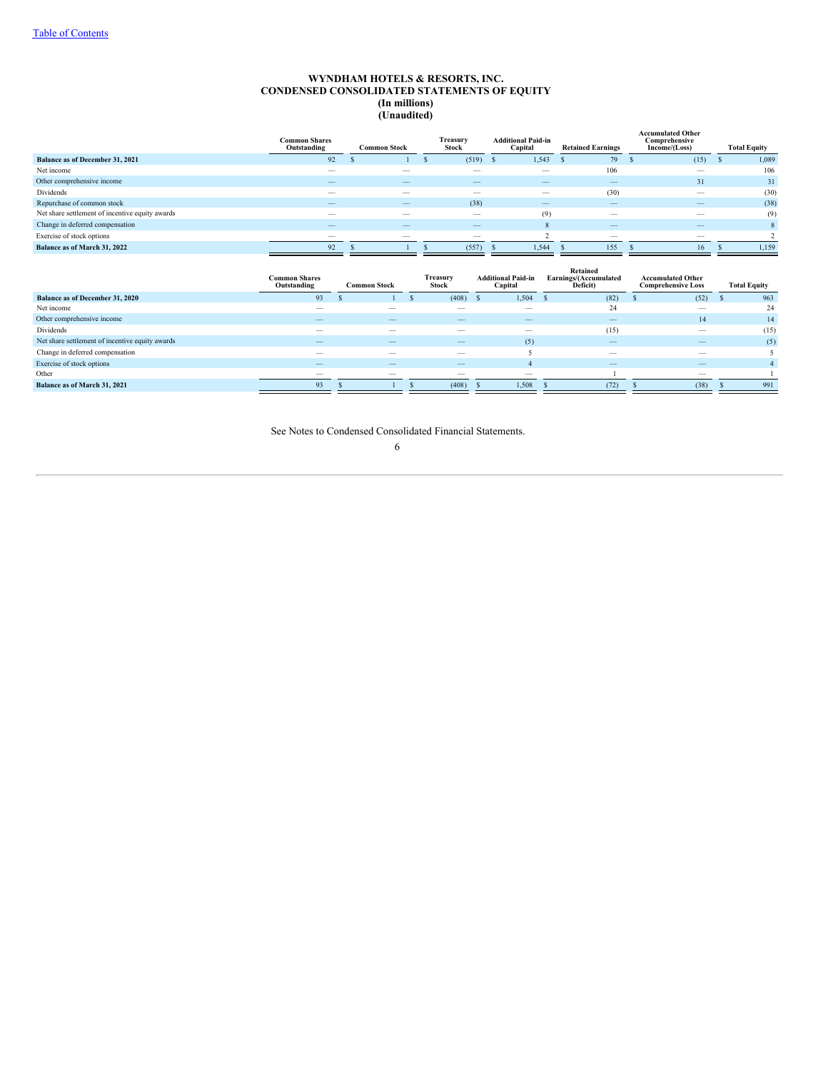[Table of Contents](#)

# WYNDHAM HOTELS & RESORTS, INC.
## CONDENSED CONSOLIDATED STATEMENTS OF EQUITY
### (In millions)
### (Unaudited)

| | Common Shares Outstanding | Common Stock | Treasury Stock | Additional Paid-in Capital | Retained Earnings | Accumulated Other Comprehensive Income/(Loss) | Total Equity |
|---|---|---|---|---|---|---|---|
| **Balance as of December 31, 2021** | 92 | $ 1 | $ (519) | $ 1,543 | $ 79 | $ (15) | $ 1,089 |
| Net income | — | — | — | — | 106 | — | 106 |
| Other comprehensive income | — | — | — | — | — | 31 | 31 |
| Dividends | — | — | — | — | (30) | — | (30) |
| Repurchase of common stock | — | — | (38) | — | — | — | (38) |
| Net share settlement of incentive equity awards | — | — | — | (9) | — | — | (9) |
| Change in deferred compensation | — | — | — | 8 | — | — | 8 |
| Exercise of stock options | — | — | — | 2 | — | — | 2 |
| **Balance as of March 31, 2022** | 92 | $ 1 | $ (557) | $ 1,544 | $ 155 | $ 16 | $ 1,159 |

| | Common Shares Outstanding | Common Stock | Treasury Stock | Additional Paid-in Capital | Retained Earnings/(Accumulated Deficit) | Accumulated Other Comprehensive Loss | Total Equity |
|---|---|---|---|---|---|---|---|
| **Balance as of December 31, 2020** | 93 | $ 1 | $ (408) | $ 1,504 | $ (82) | $ (52) | $ 963 |
| Net income | — | — | — | — | 24 | — | 24 |
| Other comprehensive income | — | — | — | — | — | 14 | 14 |
| Dividends | — | — | — | — | (15) | — | (15) |
| Net share settlement of incentive equity awards | — | — | — | (5) | — | — | (5) |
| Change in deferred compensation | — | — | — | 5 | — | — | 5 |
| Exercise of stock options | — | — | — | 4 | — | — | 4 |
| Other | — | — | — | — | 1 | — | 1 |
| **Balance as of March 31, 2021** | 93 | $ 1 | $ (408) | $ 1,508 | $ (72) | $ (38) | $ 991 |

See Notes to Condensed Consolidated Financial Statements.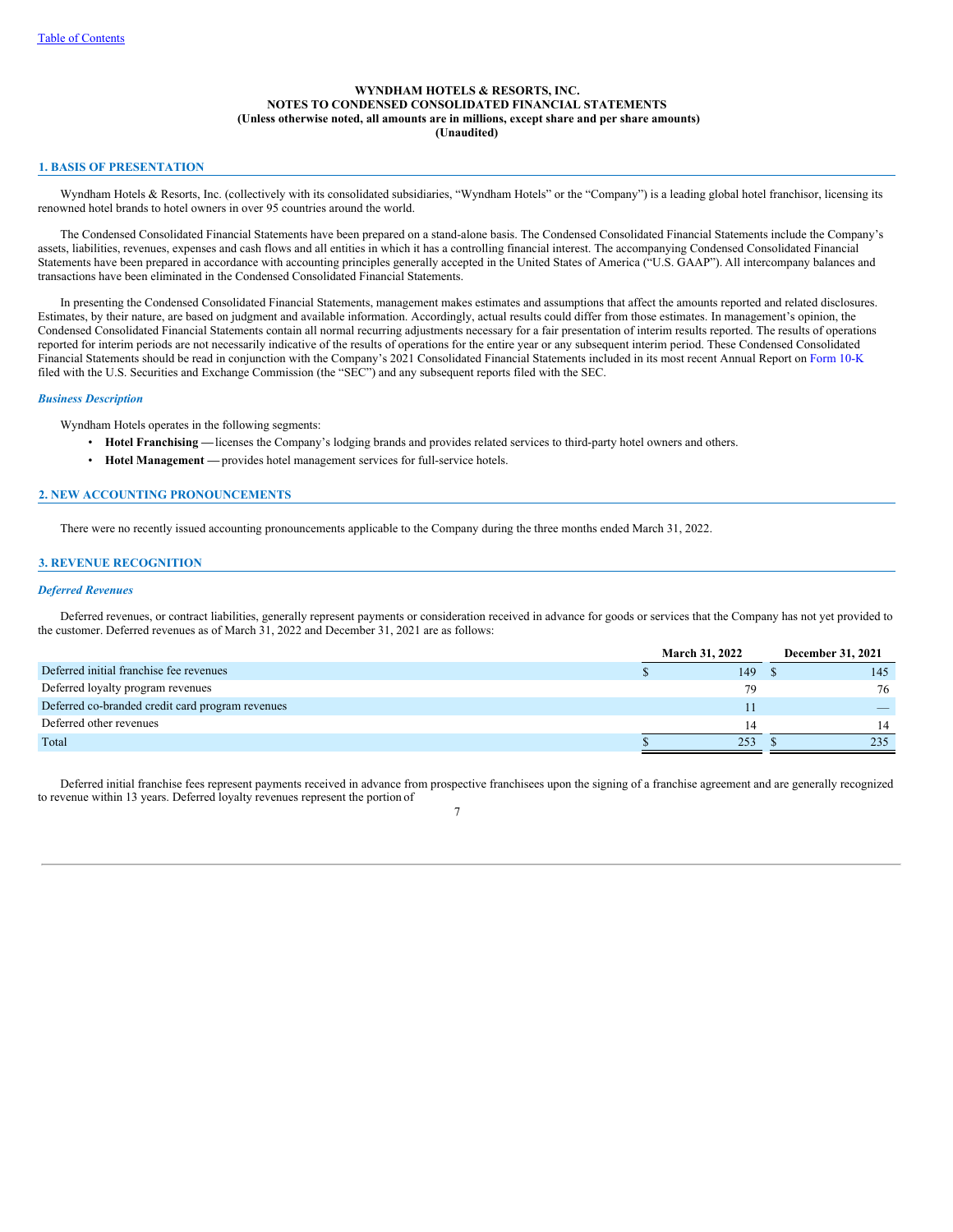WYNDHAM HOTELS & RESORTS, INC.
NOTES TO CONDENSED CONSOLIDATED FINANCIAL STATEMENTS
(Unless otherwise noted, all amounts are in millions, except share and per share amounts)
(Unaudited)

## 1. BASIS OF PRESENTATION

Wyndham Hotels & Resorts, Inc. (collectively with its consolidated subsidiaries, "Wyndham Hotels" or the "Company") is a leading global hotel franchisor, licensing its renowned hotel brands to hotel owners in over 95 countries around the world.

The Condensed Consolidated Financial Statements have been prepared on a stand-alone basis. The Condensed Consolidated Financial Statements include the Company's assets, liabilities, revenues, expenses and cash flows and all entities in which it has a controlling financial interest. The accompanying Condensed Consolidated Financial Statements have been prepared in accordance with accounting principles generally accepted in the United States of America ("U.S. GAAP"). All intercompany balances and transactions have been eliminated in the Condensed Consolidated Financial Statements.

In presenting the Condensed Consolidated Financial Statements, management makes estimates and assumptions that affect the amounts reported and related disclosures. Estimates, by their nature, are based on judgment and available information. Accordingly, actual results could differ from those estimates. In management's opinion, the Condensed Consolidated Financial Statements contain all normal recurring adjustments necessary for a fair presentation of interim results reported. The results of operations reported for interim periods are not necessarily indicative of the results of operations for the entire year or any subsequent interim period. These Condensed Consolidated Financial Statements should be read in conjunction with the Company's 2021 Consolidated Financial Statements included in its most recent Annual Report on Form 10-K filed with the U.S. Securities and Exchange Commission (the "SEC") and any subsequent reports filed with the SEC.

### *Business Description*

Wyndham Hotels operates in the following segments:

- **Hotel Franchising** — licenses the Company's lodging brands and provides related services to third-party hotel owners and others.
- **Hotel Management** — provides hotel management services for full-service hotels.

## 2. NEW ACCOUNTING PRONOUNCEMENTS

There were no recently issued accounting pronouncements applicable to the Company during the three months ended March 31, 2022.

## 3. REVENUE RECOGNITION

### *Deferred Revenues*

Deferred revenues, or contract liabilities, generally represent payments or consideration received in advance for goods or services that the Company has not yet provided to the customer. Deferred revenues as of March 31, 2022 and December 31, 2021 are as follows:

| | March 31, 2022 | December 31, 2021 |
|---|---|---|
| Deferred initial franchise fee revenues | $ 149 | $ 145 |
| Deferred loyalty program revenues | 79 | 76 |
| Deferred co-branded credit card program revenues | 11 | — |
| Deferred other revenues | 14 | 14 |
| Total | $ 253 | $ 235 |

Deferred initial franchise fees represent payments received in advance from prospective franchisees upon the signing of a franchise agreement and are generally recognized to revenue within 13 years. Deferred loyalty revenues represent the portion of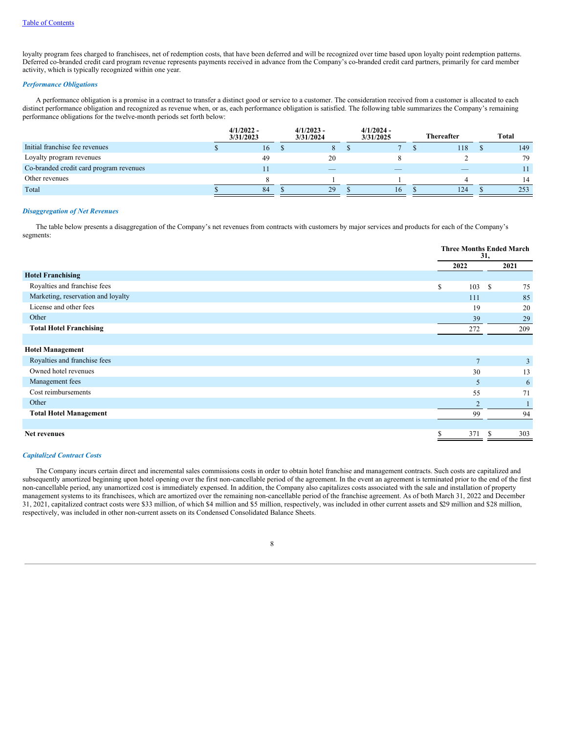loyalty program fees charged to franchisees, net of redemption costs, that have been deferred and will be recognized over time based upon loyalty point redemption patterns. Deferred co-branded credit card program revenue represents payments received in advance from the Company's co-branded credit card partners, primarily for card member activity, which is typically recognized within one year.

***Performance Obligations***

A performance obligation is a promise in a contract to transfer a distinct good or service to a customer. The consideration received from a customer is allocated to each distinct performance obligation and recognized as revenue when, or as, each performance obligation is satisfied. The following table summarizes the Company's remaining performance obligations for the twelve-month periods set forth below:

| | 4/1/2022 - 3/31/2023 | 4/1/2023 - 3/31/2024 | 4/1/2024 - 3/31/2025 | Thereafter | Total |
|---|---|---|---|---|---|
| Initial franchise fee revenues | $ 16 | $ 8 | $ 7 | $ 118 | $ 149 |
| Loyalty program revenues | 49 | 20 | 8 | 2 | 79 |
| Co-branded credit card program revenues | 11 | — | — | — | 11 |
| Other revenues | 8 | 1 | 1 | 4 | 14 |
| Total | $ 84 | $ 29 | $ 16 | $ 124 | $ 253 |

***Disaggregation of Net Revenues***

The table below presents a disaggregation of the Company's net revenues from contracts with customers by major services and products for each of the Company's segments:

| | Three Months Ended March 31, | |
|---|---|---|
| | 2022 | 2021 |
| **Hotel Franchising** | | |
| Royalties and franchise fees | $ 103 | $ 75 |
| Marketing, reservation and loyalty | 111 | 85 |
| License and other fees | 19 | 20 |
| Other | 39 | 29 |
| **Total Hotel Franchising** | 272 | 209 |
| | | |
| **Hotel Management** | | |
| Royalties and franchise fees | 7 | 3 |
| Owned hotel revenues | 30 | 13 |
| Management fees | 5 | 6 |
| Cost reimbursements | 55 | 71 |
| Other | 2 | 1 |
| **Total Hotel Management** | 99 | 94 |
| | | |
| **Net revenues** | $ 371 | $ 303 |

***Capitalized Contract Costs***

The Company incurs certain direct and incremental sales commissions costs in order to obtain hotel franchise and management contracts. Such costs are capitalized and subsequently amortized beginning upon hotel opening over the first non-cancellable period of the agreement. In the event an agreement is terminated prior to the end of the first non-cancellable period, any unamortized cost is immediately expensed. In addition, the Company also capitalizes costs associated with the sale and installation of property management systems to its franchisees, which are amortized over the remaining non-cancellable period of the franchise agreement. As of both March 31, 2022 and December 31, 2021, capitalized contract costs were $33 million, of which $4 million and $5 million, respectively, was included in other current assets and $29 million and $28 million, respectively, was included in other non-current assets on its Condensed Consolidated Balance Sheets.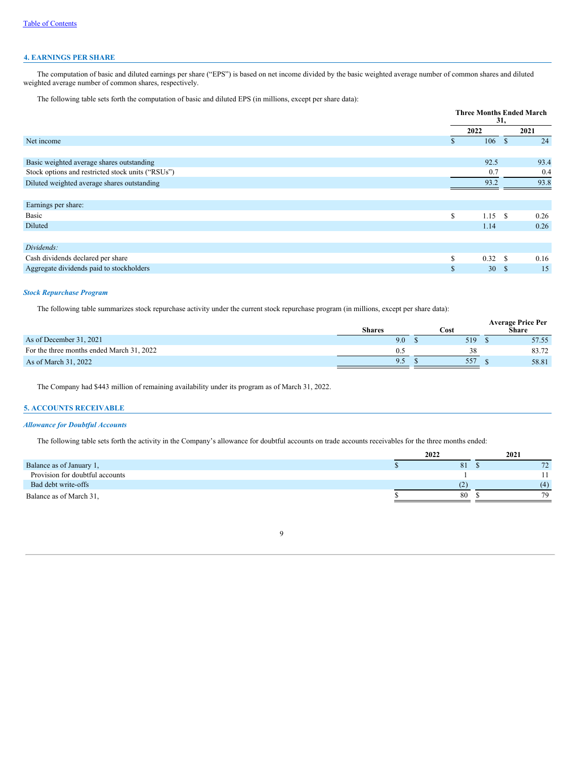## 4. EARNINGS PER SHARE

The computation of basic and diluted earnings per share ("EPS") is based on net income divided by the basic weighted average number of common shares and diluted weighted average number of common shares, respectively.

The following table sets forth the computation of basic and diluted EPS (in millions, except per share data):

| | Three Months Ended March 31, | |
|---|---|---|
| | 2022 | 2021 |
| Net income | $ 106 | $ 24 |
| | | |
| Basic weighted average shares outstanding | 92.5 | 93.4 |
| Stock options and restricted stock units ("RSUs") | 0.7 | 0.4 |
| Diluted weighted average shares outstanding | 93.2 | 93.8 |
| | | |
| Earnings per share: | | |
| Basic | $ 1.15 | $ 0.26 |
| Diluted | 1.14 | 0.26 |
| | | |
| *Dividends:* | | |
| Cash dividends declared per share | $ 0.32 | $ 0.16 |
| Aggregate dividends paid to stockholders | $ 30 | $ 15 |

### *Stock Repurchase Program*

The following table summarizes stock repurchase activity under the current stock repurchase program (in millions, except per share data):

| | Shares | Cost | Average Price Per Share |
|---|---|---|---|
| As of December 31, 2021 | 9.0 | $ 519 | $ 57.55 |
| For the three months ended March 31, 2022 | 0.5 | 38 | 83.72 |
| As of March 31, 2022 | 9.5 | $ 557 | $ 58.81 |

The Company had $443 million of remaining availability under its program as of March 31, 2022.

## 5. ACCOUNTS RECEIVABLE

### *Allowance for Doubtful Accounts*

The following table sets forth the activity in the Company's allowance for doubtful accounts on trade accounts receivables for the three months ended:

| | 2022 | 2021 |
|---|---|---|
| Balance as of January 1, | $ 81 | $ 72 |
| Provision for doubtful accounts | 1 | 11 |
| Bad debt write-offs | (2) | (4) |
| Balance as of March 31, | $ 80 | $ 79 |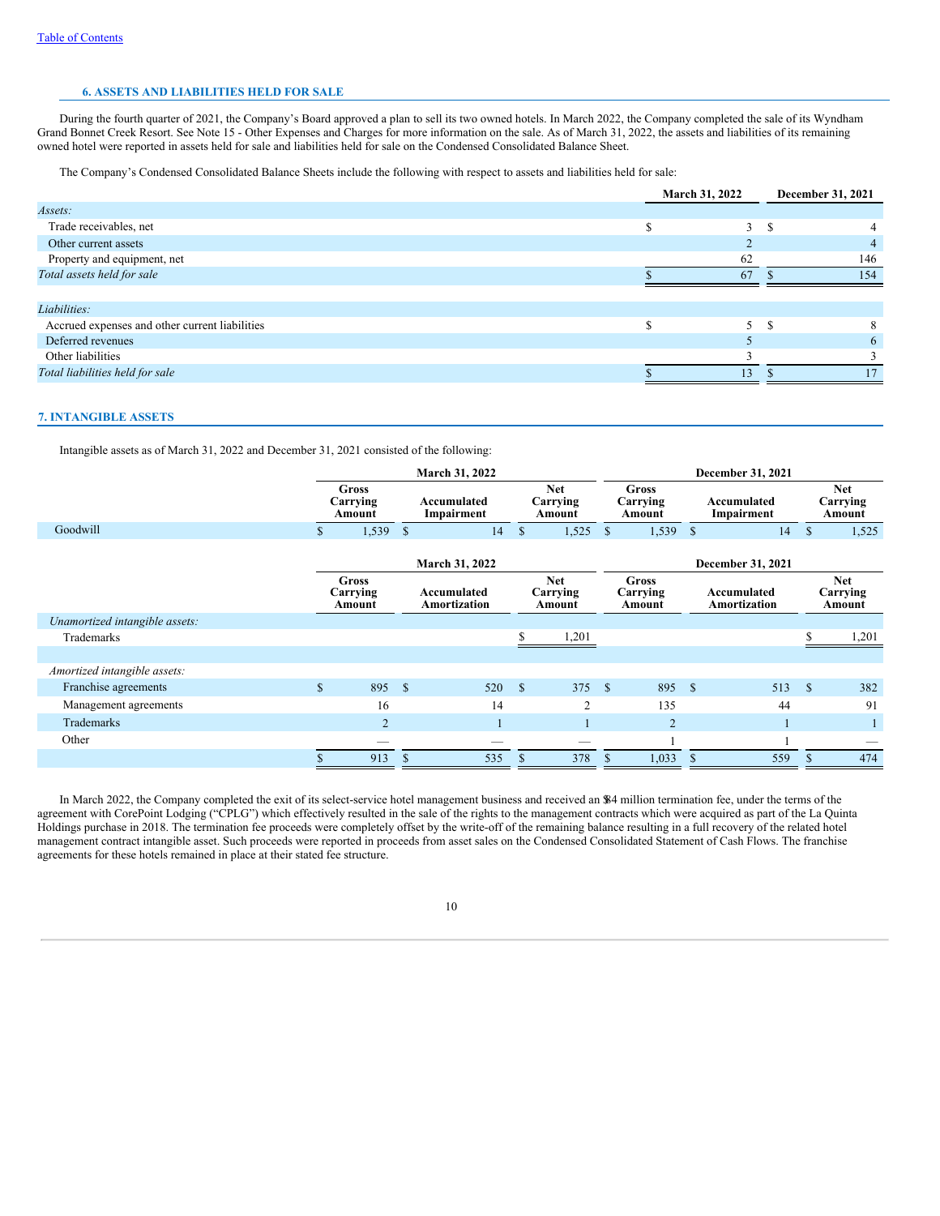Table of Contents

## 6. ASSETS AND LIABILITIES HELD FOR SALE

During the fourth quarter of 2021, the Company's Board approved a plan to sell its two owned hotels. In March 2022, the Company completed the sale of its Wyndham Grand Bonnet Creek Resort. See Note 15 - Other Expenses and Charges for more information on the sale. As of March 31, 2022, the assets and liabilities of its remaining owned hotel were reported in assets held for sale and liabilities held for sale on the Condensed Consolidated Balance Sheet.

The Company's Condensed Consolidated Balance Sheets include the following with respect to assets and liabilities held for sale:

| | March 31, 2022 | December 31, 2021 |
|---|---|---|
| *Assets:* | | |
| Trade receivables, net | $ 3 | $ 4 |
| Other current assets | 2 | 4 |
| Property and equipment, net | 62 | 146 |
| *Total assets held for sale* | $ 67 | $ 154 |
| | | |
| *Liabilities:* | | |
| Accrued expenses and other current liabilities | $ 5 | $ 8 |
| Deferred revenues | 5 | 6 |
| Other liabilities | 3 | 3 |
| *Total liabilities held for sale* | $ 13 | $ 17 |

## 7. INTANGIBLE ASSETS

Intangible assets as of March 31, 2022 and December 31, 2021 consisted of the following:

| | March 31, 2022 | | | December 31, 2021 | | |
|---|---|---|---|---|---|---|
| | Gross Carrying Amount | Accumulated Impairment | Net Carrying Amount | Gross Carrying Amount | Accumulated Impairment | Net Carrying Amount |
| Goodwill | $ 1,539 | $ 14 | $ 1,525 | $ 1,539 | $ 14 | $ 1,525 |

| | March 31, 2022 | | | December 31, 2021 | | |
|---|---|---|---|---|---|---|
| | Gross Carrying Amount | Accumulated Amortization | Net Carrying Amount | Gross Carrying Amount | Accumulated Amortization | Net Carrying Amount |
| *Unamortized intangible assets:* | | | | | | |
| Trademarks | | | $ 1,201 | | | $ 1,201 |
| | | | | | | |
| *Amortized intangible assets:* | | | | | | |
| Franchise agreements | $ 895 | $ 520 | $ 375 | $ 895 | $ 513 | $ 382 |
| Management agreements | 16 | 14 | 2 | 135 | 44 | 91 |
| Trademarks | 2 | 1 | 1 | 2 | 1 | 1 |
| Other | — | — | — | 1 | 1 | — |
| | $ 913 | $ 535 | $ 378 | $ 1,033 | $ 559 | $ 474 |

In March 2022, the Company completed the exit of its select-service hotel management business and received an $84 million termination fee, under the terms of the agreement with CorePoint Lodging ("CPLG") which effectively resulted in the sale of the rights to the management contracts which were acquired as part of the La Quinta Holdings purchase in 2018. The termination fee proceeds were completely offset by the write-off of the remaining balance resulting in a full recovery of the related hotel management contract intangible asset. Such proceeds were reported in proceeds from asset sales on the Condensed Consolidated Statement of Cash Flows. The franchise agreements for these hotels remained in place at their stated fee structure.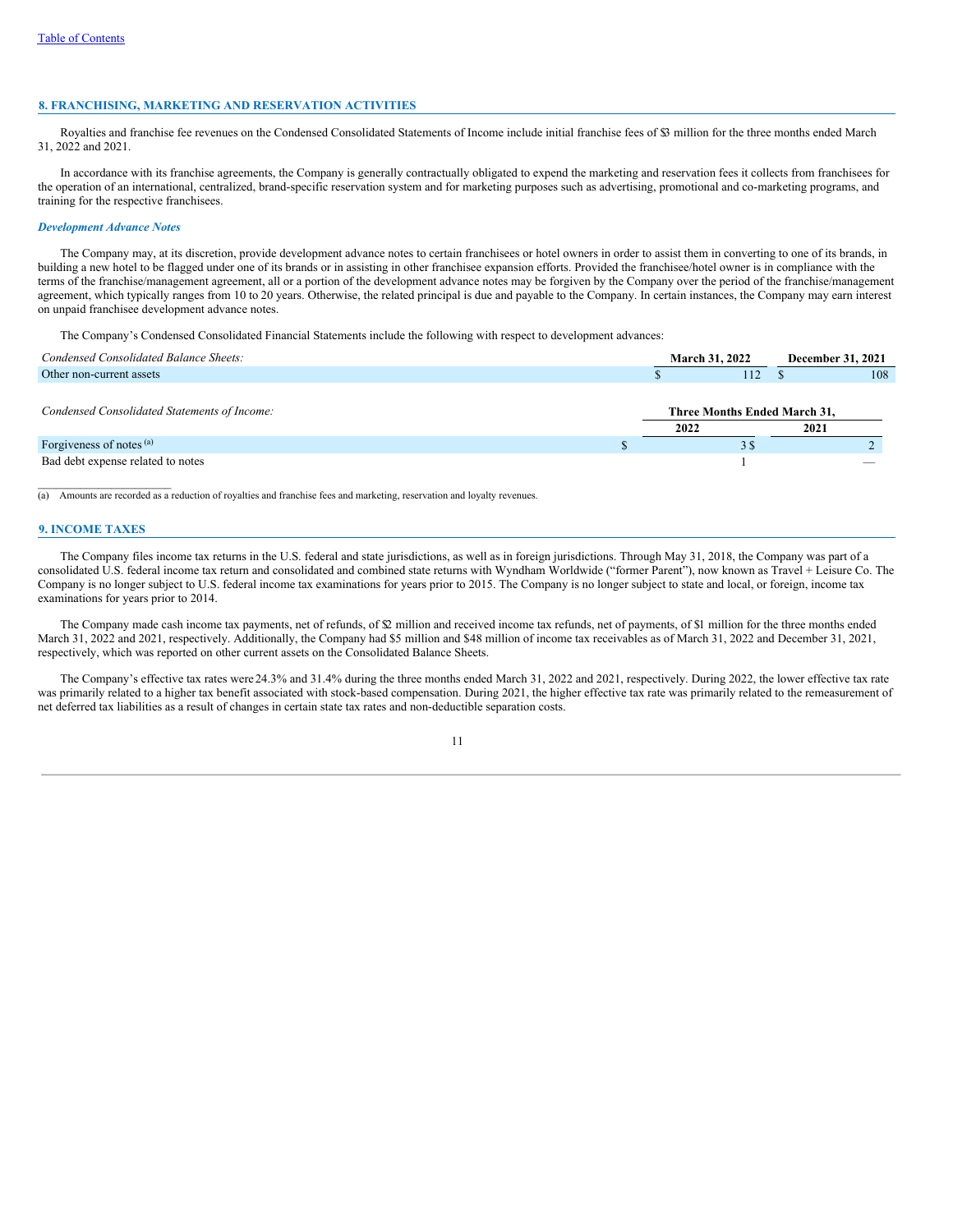## 8. FRANCHISING, MARKETING AND RESERVATION ACTIVITIES

Royalties and franchise fee revenues on the Condensed Consolidated Statements of Income include initial franchise fees of $3 million for the three months ended March 31, 2022 and 2021.

In accordance with its franchise agreements, the Company is generally contractually obligated to expend the marketing and reservation fees it collects from franchisees for the operation of an international, centralized, brand-specific reservation system and for marketing purposes such as advertising, promotional and co-marketing programs, and training for the respective franchisees.

### *Development Advance Notes*

The Company may, at its discretion, provide development advance notes to certain franchisees or hotel owners in order to assist them in converting to one of its brands, in building a new hotel to be flagged under one of its brands or in assisting in other franchisee expansion efforts. Provided the franchisee/hotel owner is in compliance with the terms of the franchise/management agreement, all or a portion of the development advance notes may be forgiven by the Company over the period of the franchise/management agreement, which typically ranges from 10 to 20 years. Otherwise, the related principal is due and payable to the Company. In certain instances, the Company may earn interest on unpaid franchisee development advance notes.

The Company's Condensed Consolidated Financial Statements include the following with respect to development advances:

| *Condensed Consolidated Balance Sheets:* | March 31, 2022 | December 31, 2021 |
|---|---|---|
| Other non-current assets | $ 112 | $ 108 |

| *Condensed Consolidated Statements of Income:* | Three Months Ended March 31, | |
|---|---|---|
| | 2022 | 2021 |
| Forgiveness of notes [(a)] | $ 3 | $ 2 |
| Bad debt expense related to notes | 1 | — |

(a) Amounts are recorded as a reduction of royalties and franchise fees and marketing, reservation and loyalty revenues.

## 9. INCOME TAXES

The Company files income tax returns in the U.S. federal and state jurisdictions, as well as in foreign jurisdictions. Through May 31, 2018, the Company was part of a consolidated U.S. federal income tax return and consolidated and combined state returns with Wyndham Worldwide ("former Parent"), now known as Travel + Leisure Co. The Company is no longer subject to U.S. federal income tax examinations for years prior to 2015. The Company is no longer subject to state and local, or foreign, income tax examinations for years prior to 2014.

The Company made cash income tax payments, net of refunds, of $2 million and received income tax refunds, net of payments, of $1 million for the three months ended March 31, 2022 and 2021, respectively. Additionally, the Company had $5 million and $48 million of income tax receivables as of March 31, 2022 and December 31, 2021, respectively, which was reported on other current assets on the Consolidated Balance Sheets.

The Company's effective tax rates were 24.3% and 31.4% during the three months ended March 31, 2022 and 2021, respectively. During 2022, the lower effective tax rate was primarily related to a higher tax benefit associated with stock-based compensation. During 2021, the higher effective tax rate was primarily related to the remeasurement of net deferred tax liabilities as a result of changes in certain state tax rates and non-deductible separation costs.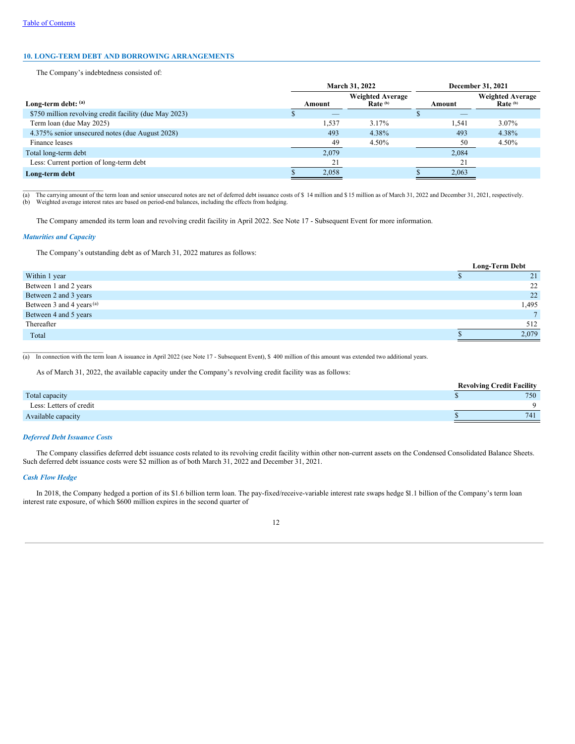[Table of Contents](#)

## 10. LONG-TERM DEBT AND BORROWING ARRANGEMENTS

The Company's indebtedness consisted of:

| | March 31, 2022 | | December 31, 2021 | |
|---|---|---|---|---|
| Long-term debt: [(a)] | Amount | Weighted Average Rate [(b)] | Amount | Weighted Average Rate [(b)] |
| $750 million revolving credit facility (due May 2023) | $ — | | $ — | |
| Term loan (due May 2025) | 1,537 | 3.17% | 1,541 | 3.07% |
| 4.375% senior unsecured notes (due August 2028) | 493 | 4.38% | 493 | 4.38% |
| Finance leases | 49 | 4.50% | 50 | 4.50% |
| Total long-term debt | 2,079 | | 2,084 | |
| Less: Current portion of long-term debt | 21 | | 21 | |
| **Long-term debt** | $ 2,058 | | $ 2,063 | |

(a) The carrying amount of the term loan and senior unsecured notes are net of deferred debt issuance costs of $ 14 million and $ 15 million as of March 31, 2022 and December 31, 2021, respectively.
(b) Weighted average interest rates are based on period-end balances, including the effects from hedging.

The Company amended its term loan and revolving credit facility in April 2022. See Note 17 - Subsequent Event for more information.

### *Maturities and Capacity*

The Company's outstanding debt as of March 31, 2022 matures as follows:

| | Long-Term Debt |
|---|---|
| Within 1 year | $ 21 |
| Between 1 and 2 years | 22 |
| Between 2 and 3 years | 22 |
| Between 3 and 4 years [(a)] | 1,495 |
| Between 4 and 5 years | 7 |
| Thereafter | 512 |
| Total | $ 2,079 |

(a) In connection with the term loan A issuance in April 2022 (see Note 17 - Subsequent Event), $ 400 million of this amount was extended two additional years.

As of March 31, 2022, the available capacity under the Company's revolving credit facility was as follows:

| | Revolving Credit Facility |
|---|---|
| Total capacity | $ 750 |
| Less: Letters of credit | 9 |
| Available capacity | $ 741 |

### *Deferred Debt Issuance Costs*

The Company classifies deferred debt issuance costs related to its revolving credit facility within other non-current assets on the Condensed Consolidated Balance Sheets. Such deferred debt issuance costs were $2 million as of both March 31, 2022 and December 31, 2021.

### *Cash Flow Hedge*

In 2018, the Company hedged a portion of its $1.6 billion term loan. The pay-fixed/receive-variable interest rate swaps hedge $1.1 billion of the Company's term loan interest rate exposure, of which $600 million expires in the second quarter of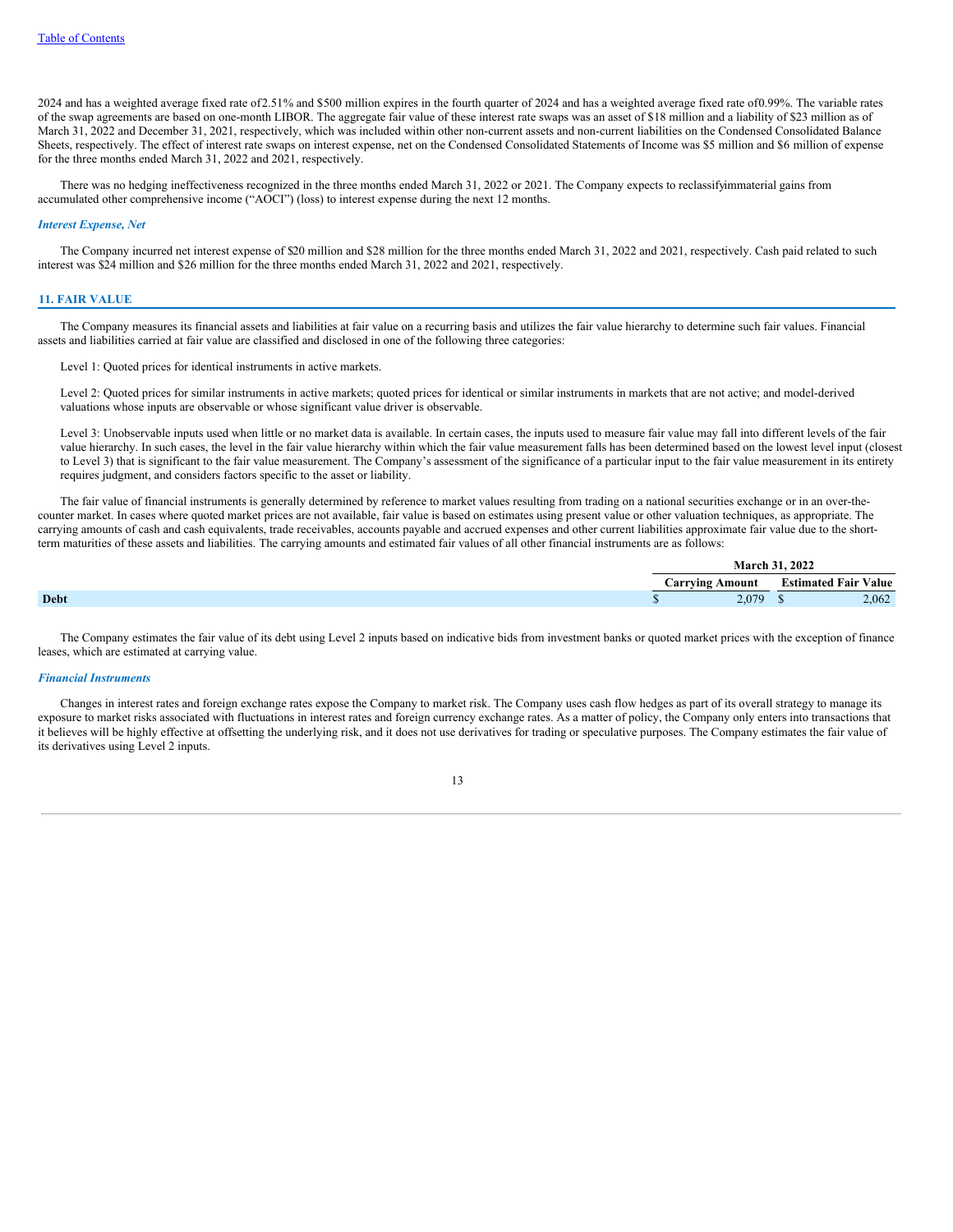2024 and has a weighted average fixed rate of2.51% and $500 million expires in the fourth quarter of 2024 and has a weighted average fixed rate of0.99%. The variable rates of the swap agreements are based on one-month LIBOR. The aggregate fair value of these interest rate swaps was an asset of $18 million and a liability of $23 million as of March 31, 2022 and December 31, 2021, respectively, which was included within other non-current assets and non-current liabilities on the Condensed Consolidated Balance Sheets, respectively. The effect of interest rate swaps on interest expense, net on the Condensed Consolidated Statements of Income was $5 million and $6 million of expense for the three months ended March 31, 2022 and 2021, respectively.

There was no hedging ineffectiveness recognized in the three months ended March 31, 2022 or 2021. The Company expects to reclassifyimmaterial gains from accumulated other comprehensive income ("AOCI") (loss) to interest expense during the next 12 months.

### *Interest Expense, Net*

The Company incurred net interest expense of $20 million and $28 million for the three months ended March 31, 2022 and 2021, respectively. Cash paid related to such interest was $24 million and $26 million for the three months ended March 31, 2022 and 2021, respectively.

## 11. FAIR VALUE

The Company measures its financial assets and liabilities at fair value on a recurring basis and utilizes the fair value hierarchy to determine such fair values. Financial assets and liabilities carried at fair value are classified and disclosed in one of the following three categories:

Level 1: Quoted prices for identical instruments in active markets.

Level 2: Quoted prices for similar instruments in active markets; quoted prices for identical or similar instruments in markets that are not active; and model-derived valuations whose inputs are observable or whose significant value driver is observable.

Level 3: Unobservable inputs used when little or no market data is available. In certain cases, the inputs used to measure fair value may fall into different levels of the fair value hierarchy. In such cases, the level in the fair value hierarchy within which the fair value measurement falls has been determined based on the lowest level input (closest to Level 3) that is significant to the fair value measurement. The Company's assessment of the significance of a particular input to the fair value measurement in its entirety requires judgment, and considers factors specific to the asset or liability.

The fair value of financial instruments is generally determined by reference to market values resulting from trading on a national securities exchange or in an over-the-counter market. In cases where quoted market prices are not available, fair value is based on estimates using present value or other valuation techniques, as appropriate. The carrying amounts of cash and cash equivalents, trade receivables, accounts payable and accrued expenses and other current liabilities approximate fair value due to the short-term maturities of these assets and liabilities. The carrying amounts and estimated fair values of all other financial instruments are as follows:

| | March 31, 2022 | |
|---|---|---|
| | Carrying Amount | Estimated Fair Value |
| **Debt** | $ 2,079 | $ 2,062 |

The Company estimates the fair value of its debt using Level 2 inputs based on indicative bids from investment banks or quoted market prices with the exception of finance leases, which are estimated at carrying value.

### *Financial Instruments*

Changes in interest rates and foreign exchange rates expose the Company to market risk. The Company uses cash flow hedges as part of its overall strategy to manage its exposure to market risks associated with fluctuations in interest rates and foreign currency exchange rates. As a matter of policy, the Company only enters into transactions that it believes will be highly effective at offsetting the underlying risk, and it does not use derivatives for trading or speculative purposes. The Company estimates the fair value of its derivatives using Level 2 inputs.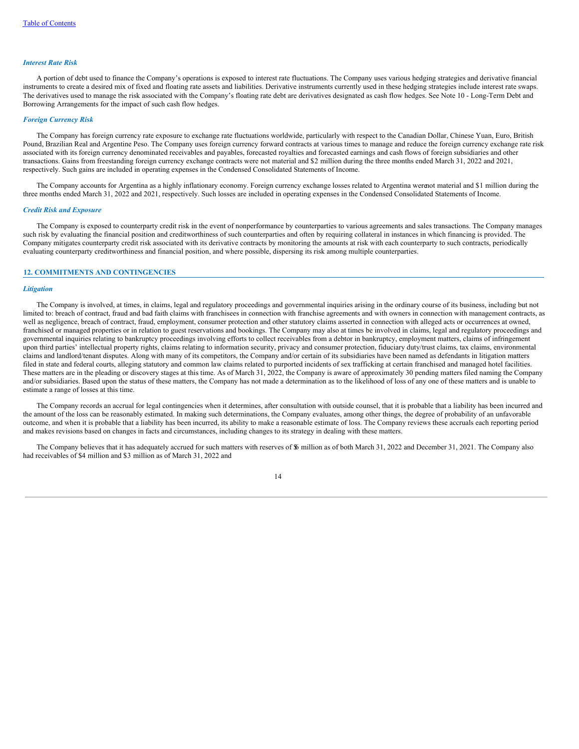*Interest Rate Risk*

A portion of debt used to finance the Company's operations is exposed to interest rate fluctuations. The Company uses various hedging strategies and derivative financial instruments to create a desired mix of fixed and floating rate assets and liabilities. Derivative instruments currently used in these hedging strategies include interest rate swaps. The derivatives used to manage the risk associated with the Company's floating rate debt are derivatives designated as cash flow hedges. See Note 10 - Long-Term Debt and Borrowing Arrangements for the impact of such cash flow hedges.

*Foreign Currency Risk*

The Company has foreign currency rate exposure to exchange rate fluctuations worldwide, particularly with respect to the Canadian Dollar, Chinese Yuan, Euro, British Pound, Brazilian Real and Argentine Peso. The Company uses foreign currency forward contracts at various times to manage and reduce the foreign currency exchange rate risk associated with its foreign currency denominated receivables and payables, forecasted royalties and forecasted earnings and cash flows of foreign subsidiaries and other transactions. Gains from freestanding foreign currency exchange contracts were not material and $2 million during the three months ended March 31, 2022 and 2021, respectively. Such gains are included in operating expenses in the Condensed Consolidated Statements of Income.

The Company accounts for Argentina as a highly inflationary economy. Foreign currency exchange losses related to Argentina were not material and $1 million during the three months ended March 31, 2022 and 2021, respectively. Such losses are included in operating expenses in the Condensed Consolidated Statements of Income.

*Credit Risk and Exposure*

The Company is exposed to counterparty credit risk in the event of nonperformance by counterparties to various agreements and sales transactions. The Company manages such risk by evaluating the financial position and creditworthiness of such counterparties and often by requiring collateral in instances in which financing is provided. The Company mitigates counterparty credit risk associated with its derivative contracts by monitoring the amounts at risk with each counterparty to such contracts, periodically evaluating counterparty creditworthiness and financial position, and where possible, dispersing its risk among multiple counterparties.

## 12. COMMITMENTS AND CONTINGENCIES

*Litigation*

The Company is involved, at times, in claims, legal and regulatory proceedings and governmental inquiries arising in the ordinary course of its business, including but not limited to: breach of contract, fraud and bad faith claims with franchisees in connection with franchise agreements and with owners in connection with management contracts, as well as negligence, breach of contract, fraud, employment, consumer protection and other statutory claims asserted in connection with alleged acts or occurrences at owned, franchised or managed properties or in relation to guest reservations and bookings. The Company may also at times be involved in claims, legal and regulatory proceedings and governmental inquiries relating to bankruptcy proceedings involving efforts to collect receivables from a debtor in bankruptcy, employment matters, claims of infringement upon third parties' intellectual property rights, claims relating to information security, privacy and consumer protection, fiduciary duty/trust claims, tax claims, environmental claims and landlord/tenant disputes. Along with many of its competitors, the Company and/or certain of its subsidiaries have been named as defendants in litigation matters filed in state and federal courts, alleging statutory and common law claims related to purported incidents of sex trafficking at certain franchised and managed hotel facilities. These matters are in the pleading or discovery stages at this time. As of March 31, 2022, the Company is aware of approximately 30 pending matters filed naming the Company and/or subsidiaries. Based upon the status of these matters, the Company has not made a determination as to the likelihood of loss of any one of these matters and is unable to estimate a range of losses at this time.

The Company records an accrual for legal contingencies when it determines, after consultation with outside counsel, that it is probable that a liability has been incurred and the amount of the loss can be reasonably estimated. In making such determinations, the Company evaluates, among other things, the degree of probability of an unfavorable outcome, and when it is probable that a liability has been incurred, its ability to make a reasonable estimate of loss. The Company reviews these accruals each reporting period and makes revisions based on changes in facts and circumstances, including changes to its strategy in dealing with these matters.

The Company believes that it has adequately accrued for such matters with reserves of $6 million as of both March 31, 2022 and December 31, 2021. The Company also had receivables of $4 million and $3 million as of March 31, 2022 and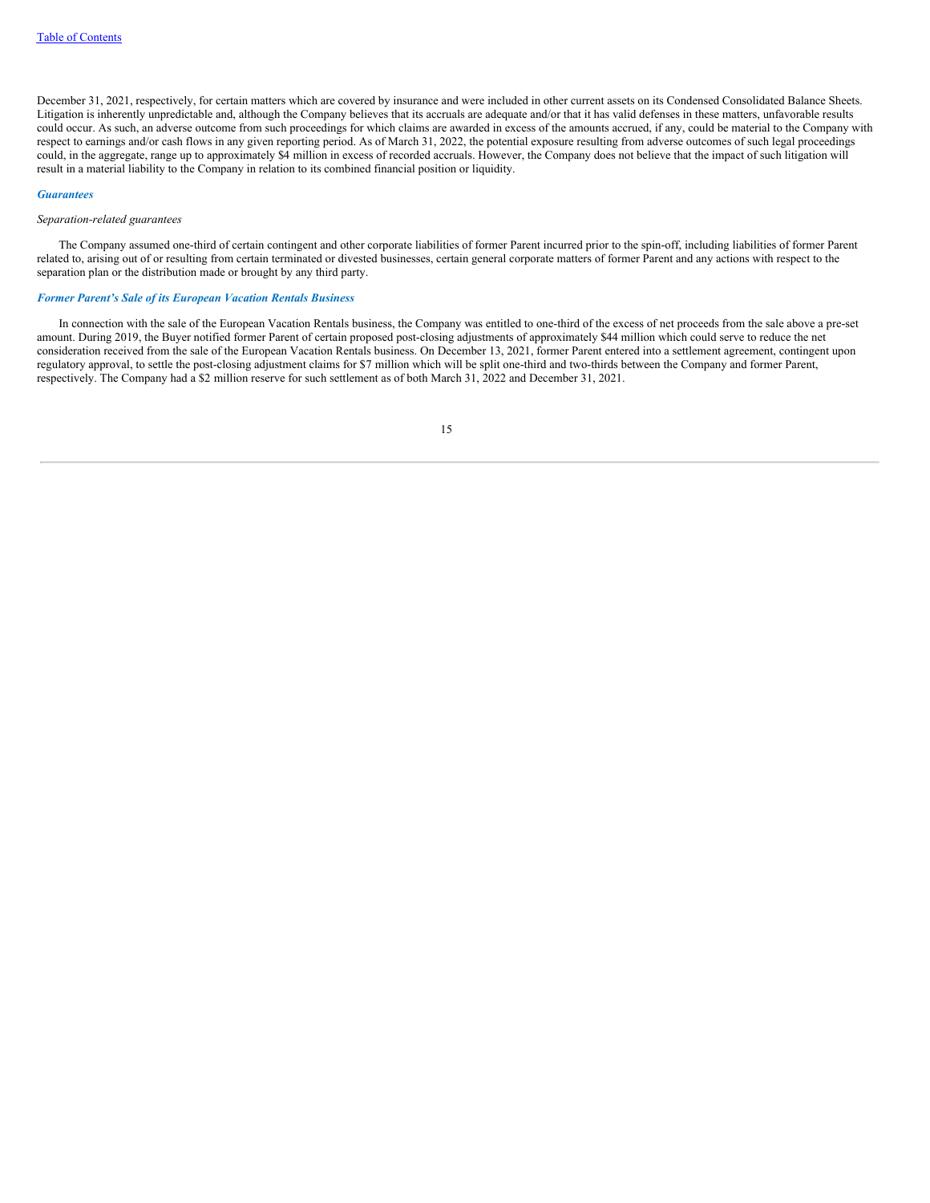December 31, 2021, respectively, for certain matters which are covered by insurance and were included in other current assets on its Condensed Consolidated Balance Sheets. Litigation is inherently unpredictable and, although the Company believes that its accruals are adequate and/or that it has valid defenses in these matters, unfavorable results could occur. As such, an adverse outcome from such proceedings for which claims are awarded in excess of the amounts accrued, if any, could be material to the Company with respect to earnings and/or cash flows in any given reporting period. As of March 31, 2022, the potential exposure resulting from adverse outcomes of such legal proceedings could, in the aggregate, range up to approximately $4 million in excess of recorded accruals. However, the Company does not believe that the impact of such litigation will result in a material liability to the Company in relation to its combined financial position or liquidity.

### *Guarantees*

*Separation-related guarantees*

The Company assumed one-third of certain contingent and other corporate liabilities of former Parent incurred prior to the spin-off, including liabilities of former Parent related to, arising out of or resulting from certain terminated or divested businesses, certain general corporate matters of former Parent and any actions with respect to the separation plan or the distribution made or brought by any third party.

### *Former Parent's Sale of its European Vacation Rentals Business*

In connection with the sale of the European Vacation Rentals business, the Company was entitled to one-third of the excess of net proceeds from the sale above a pre-set amount. During 2019, the Buyer notified former Parent of certain proposed post-closing adjustments of approximately $44 million which could serve to reduce the net consideration received from the sale of the European Vacation Rentals business. On December 13, 2021, former Parent entered into a settlement agreement, contingent upon regulatory approval, to settle the post-closing adjustment claims for $7 million which will be split one-third and two-thirds between the Company and former Parent, respectively. The Company had a $2 million reserve for such settlement as of both March 31, 2022 and December 31, 2021.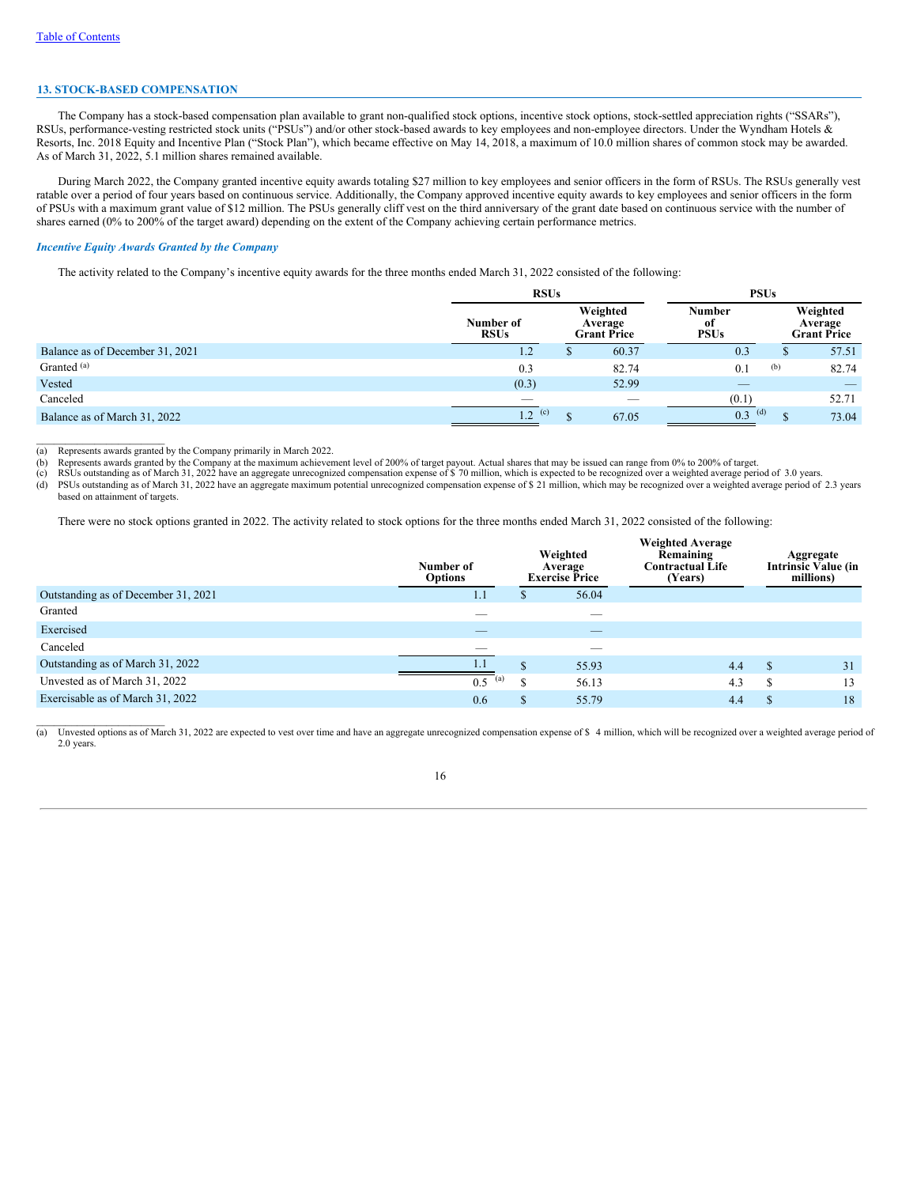## 13. STOCK-BASED COMPENSATION

The Company has a stock-based compensation plan available to grant non-qualified stock options, incentive stock options, stock-settled appreciation rights ("SSARs"), RSUs, performance-vesting restricted stock units ("PSUs") and/or other stock-based awards to key employees and non-employee directors. Under the Wyndham Hotels & Resorts, Inc. 2018 Equity and Incentive Plan ("Stock Plan"), which became effective on May 14, 2018, a maximum of 10.0 million shares of common stock may be awarded. As of March 31, 2022, 5.1 million shares remained available.

During March 2022, the Company granted incentive equity awards totaling $27 million to key employees and senior officers in the form of RSUs. The RSUs generally vest ratable over a period of four years based on continuous service. Additionally, the Company approved incentive equity awards to key employees and senior officers in the form of PSUs with a maximum grant value of $12 million. The PSUs generally cliff vest on the third anniversary of the grant date based on continuous service with the number of shares earned (0% to 200% of the target award) depending on the extent of the Company achieving certain performance metrics.

### *Incentive Equity Awards Granted by the Company*

The activity related to the Company's incentive equity awards for the three months ended March 31, 2022 consisted of the following:

| | RSUs | | PSUs | |
|---|---|---|---|---|
| | Number of RSUs | Weighted Average Grant Price | Number of PSUs | Weighted Average Grant Price |
| Balance as of December 31, 2021 | 1.2 | $ 60.37 | 0.3 | $ 57.51 |
| Granted [(a)] | 0.3 | 82.74 | 0.1 [(b)] | 82.74 |
| Vested | (0.3) | 52.99 | — | — |
| Canceled | — | — | (0.1) | 52.71 |
| Balance as of March 31, 2022 | 1.2 [(c)] | $ 67.05 | 0.3 [(d)] | $ 73.04 |

(a) Represents awards granted by the Company primarily in March 2022.
(b) Represents awards granted by the Company at the maximum achievement level of 200% of target payout. Actual shares that may be issued can range from 0% to 200% of target.
(c) RSUs outstanding as of March 31, 2022 have an aggregate unrecognized compensation expense of $ 70 million, which is expected to be recognized over a weighted average period of 3.0 years.
(d) PSUs outstanding as of March 31, 2022 have an aggregate maximum potential unrecognized compensation expense of $ 21 million, which may be recognized over a weighted average period of 2.3 years based on attainment of targets.

There were no stock options granted in 2022. The activity related to stock options for the three months ended March 31, 2022 consisted of the following:

| | Number of Options | Weighted Average Exercise Price | Weighted Average Remaining Contractual Life (Years) | Aggregate Intrinsic Value (in millions) |
|---|---|---|---|---|
| Outstanding as of December 31, 2021 | 1.1 | $ 56.04 | | |
| Granted | — | — | | |
| Exercised | — | — | | |
| Canceled | — | — | | |
| Outstanding as of March 31, 2022 | 1.1 | $ 55.93 | 4.4 | $ 31 |
| Unvested as of March 31, 2022 | 0.5 [(a)] | $ 56.13 | 4.3 | $ 13 |
| Exercisable as of March 31, 2022 | 0.6 | $ 55.79 | 4.4 | $ 18 |

(a) Unvested options as of March 31, 2022 are expected to vest over time and have an aggregate unrecognized compensation expense of $ 4 million, which will be recognized over a weighted average period of 2.0 years.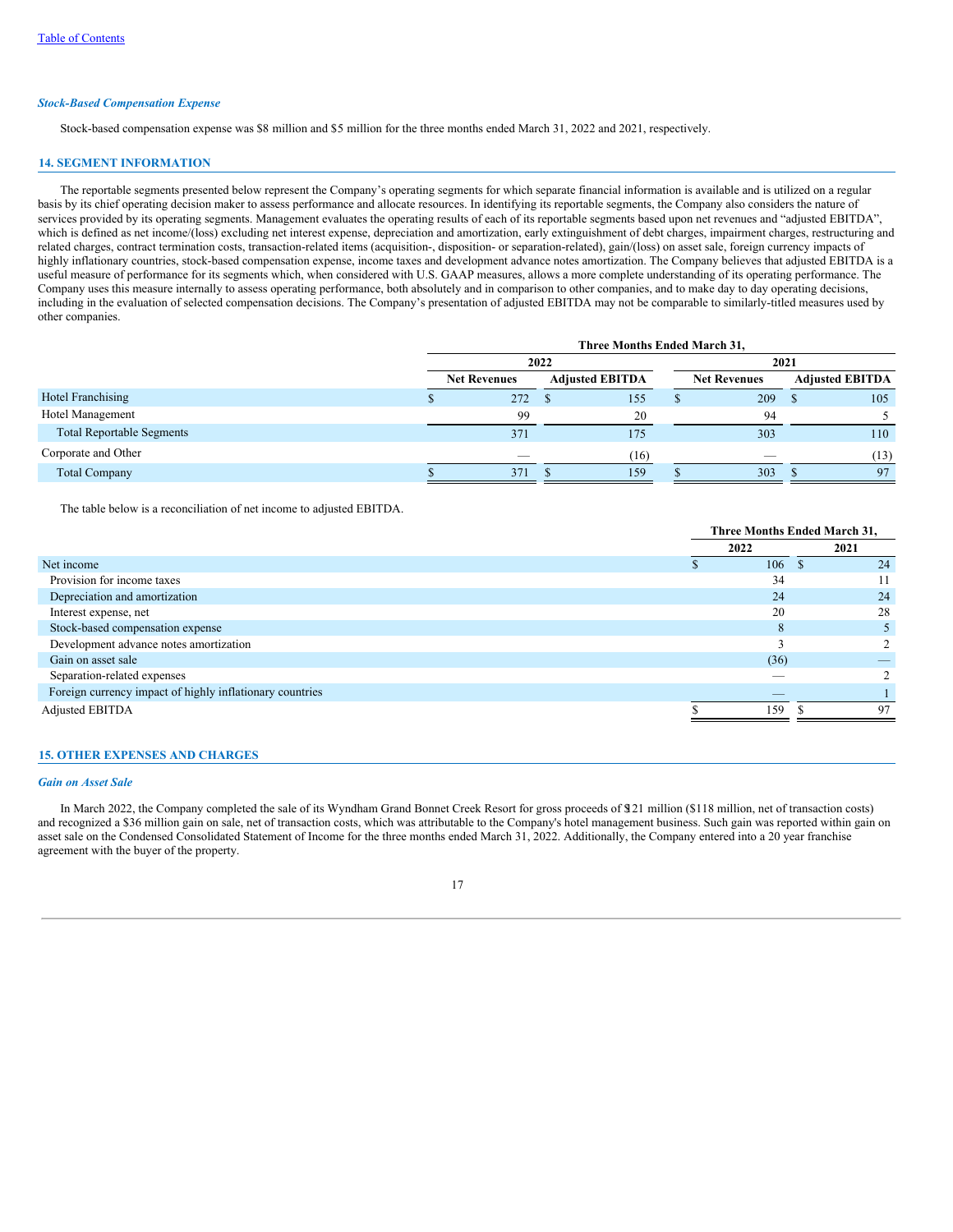### *Stock-Based Compensation Expense*

Stock-based compensation expense was $8 million and $5 million for the three months ended March 31, 2022 and 2021, respectively.

## 14. SEGMENT INFORMATION

The reportable segments presented below represent the Company's operating segments for which separate financial information is available and is utilized on a regular basis by its chief operating decision maker to assess performance and allocate resources. In identifying its reportable segments, the Company also considers the nature of services provided by its operating segments. Management evaluates the operating results of each of its reportable segments based upon net revenues and "adjusted EBITDA", which is defined as net income/(loss) excluding net interest expense, depreciation and amortization, early extinguishment of debt charges, impairment charges, restructuring and related charges, contract termination costs, transaction-related items (acquisition-, disposition- or separation-related), gain/(loss) on asset sale, foreign currency impacts of highly inflationary countries, stock-based compensation expense, income taxes and development advance notes amortization. The Company believes that adjusted EBITDA is a useful measure of performance for its segments which, when considered with U.S. GAAP measures, allows a more complete understanding of its operating performance. The Company uses this measure internally to assess operating performance, both absolutely and in comparison to other companies, and to make day to day operating decisions, including in the evaluation of selected compensation decisions. The Company's presentation of adjusted EBITDA may not be comparable to similarly-titled measures used by other companies.

| | Three Months Ended March 31, | | | |
|---|---|---|---|---|
| | 2022 | | 2021 | |
| | Net Revenues | Adjusted EBITDA | Net Revenues | Adjusted EBITDA |
| Hotel Franchising | $ 272 | $ 155 | $ 209 | $ 105 |
| Hotel Management | 99 | 20 | 94 | 5 |
| Total Reportable Segments | 371 | 175 | 303 | 110 |
| Corporate and Other | — | (16) | — | (13) |
| Total Company | $ 371 | $ 159 | $ 303 | $ 97 |

The table below is a reconciliation of net income to adjusted EBITDA.

| | Three Months Ended March 31, | |
|---|---|---|
| | 2022 | 2021 |
| Net income | $ 106 | $ 24 |
| Provision for income taxes | 34 | 11 |
| Depreciation and amortization | 24 | 24 |
| Interest expense, net | 20 | 28 |
| Stock-based compensation expense | 8 | 5 |
| Development advance notes amortization | 3 | 2 |
| Gain on asset sale | (36) | — |
| Separation-related expenses | — | 2 |
| Foreign currency impact of highly inflationary countries | — | 1 |
| Adjusted EBITDA | $ 159 | $ 97 |

## 15. OTHER EXPENSES AND CHARGES

### *Gain on Asset Sale*

In March 2022, the Company completed the sale of its Wyndham Grand Bonnet Creek Resort for gross proceeds of $121 million ($118 million, net of transaction costs) and recognized a $36 million gain on sale, net of transaction costs, which was attributable to the Company's hotel management business. Such gain was reported within gain on asset sale on the Condensed Consolidated Statement of Income for the three months ended March 31, 2022. Additionally, the Company entered into a 20 year franchise agreement with the buyer of the property.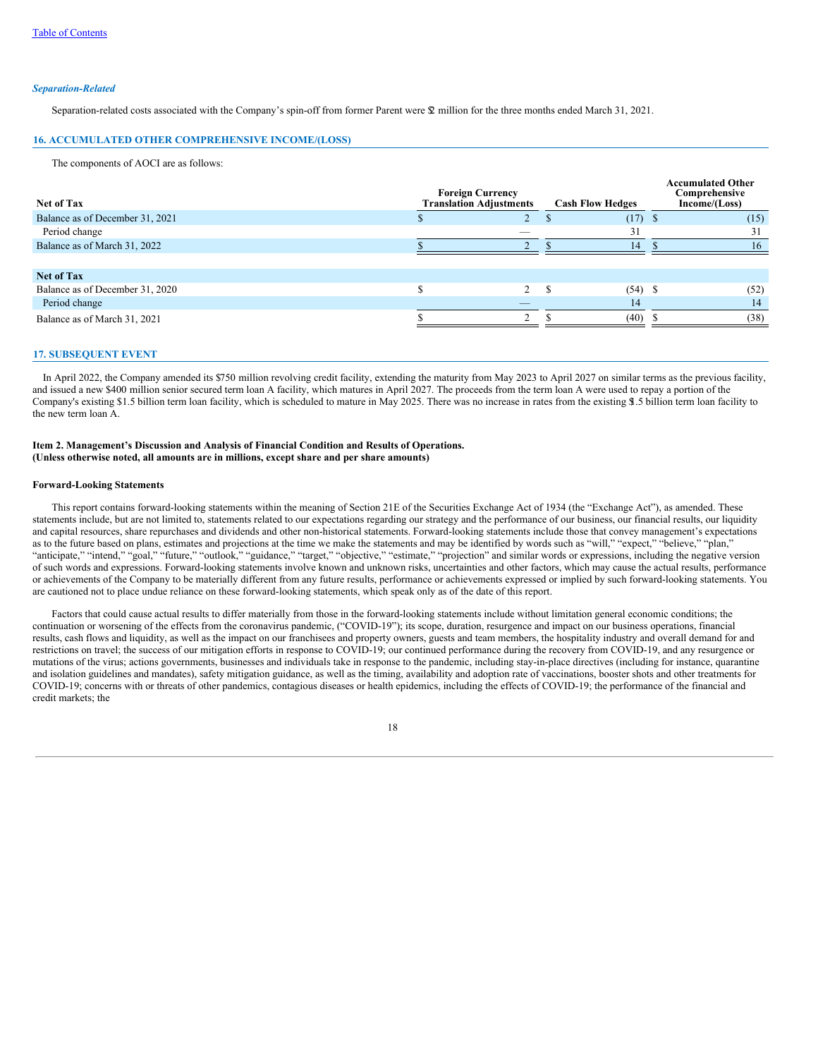*Separation-Related*

Separation-related costs associated with the Company's spin-off from former Parent were $2 million for the three months ended March 31, 2021.

## 16. ACCUMULATED OTHER COMPREHENSIVE INCOME/(LOSS)

The components of AOCI are as follows:

| Net of Tax | Foreign Currency Translation Adjustments | Cash Flow Hedges | Accumulated Other Comprehensive Income/(Loss) |
|---|---|---|---|
| Balance as of December 31, 2021 | $ 2 | $ (17) | $ (15) |
| Period change | — | 31 | 31 |
| Balance as of March 31, 2022 | $ 2 | $ 14 | $ 16 |
| | | | |
| **Net of Tax** | | | |
| Balance as of December 31, 2020 | $ 2 | $ (54) | $ (52) |
| Period change | — | 14 | 14 |
| Balance as of March 31, 2021 | $ 2 | $ (40) | $ (38) |

## 17. SUBSEQUENT EVENT

In April 2022, the Company amended its $750 million revolving credit facility, extending the maturity from May 2023 to April 2027 on similar terms as the previous facility, and issued a new $400 million senior secured term loan A facility, which matures in April 2027. The proceeds from the term loan A were used to repay a portion of the Company's existing $1.5 billion term loan facility, which is scheduled to mature in May 2025. There was no increase in rates from the existing $1.5 billion term loan facility to the new term loan A.

**Item 2. Management's Discussion and Analysis of Financial Condition and Results of Operations.**
**(Unless otherwise noted, all amounts are in millions, except share and per share amounts)**

**Forward-Looking Statements**

This report contains forward-looking statements within the meaning of Section 21E of the Securities Exchange Act of 1934 (the "Exchange Act"), as amended. These statements include, but are not limited to, statements related to our expectations regarding our strategy and the performance of our business, our financial results, our liquidity and capital resources, share repurchases and dividends and other non-historical statements. Forward-looking statements include those that convey management's expectations as to the future based on plans, estimates and projections at the time we make the statements and may be identified by words such as "will," "expect," "believe," "plan," "anticipate," "intend," "goal," "future," "outlook," "guidance," "target," "objective," "estimate," "projection" and similar words or expressions, including the negative version of such words and expressions. Forward-looking statements involve known and unknown risks, uncertainties and other factors, which may cause the actual results, performance or achievements of the Company to be materially different from any future results, performance or achievements expressed or implied by such forward-looking statements. You are cautioned not to place undue reliance on these forward-looking statements, which speak only as of the date of this report.

Factors that could cause actual results to differ materially from those in the forward-looking statements include without limitation general economic conditions; the continuation or worsening of the effects from the coronavirus pandemic, ("COVID-19"); its scope, duration, resurgence and impact on our business operations, financial results, cash flows and liquidity, as well as the impact on our franchisees and property owners, guests and team members, the hospitality industry and overall demand for and restrictions on travel; the success of our mitigation efforts in response to COVID-19; our continued performance during the recovery from COVID-19, and any resurgence or mutations of the virus; actions governments, businesses and individuals take in response to the pandemic, including stay-in-place directives (including for instance, quarantine and isolation guidelines and mandates), safety mitigation guidance, as well as the timing, availability and adoption rate of vaccinations, booster shots and other treatments for COVID-19; concerns with or threats of other pandemics, contagious diseases or health epidemics, including the effects of COVID-19; the performance of the financial and credit markets; the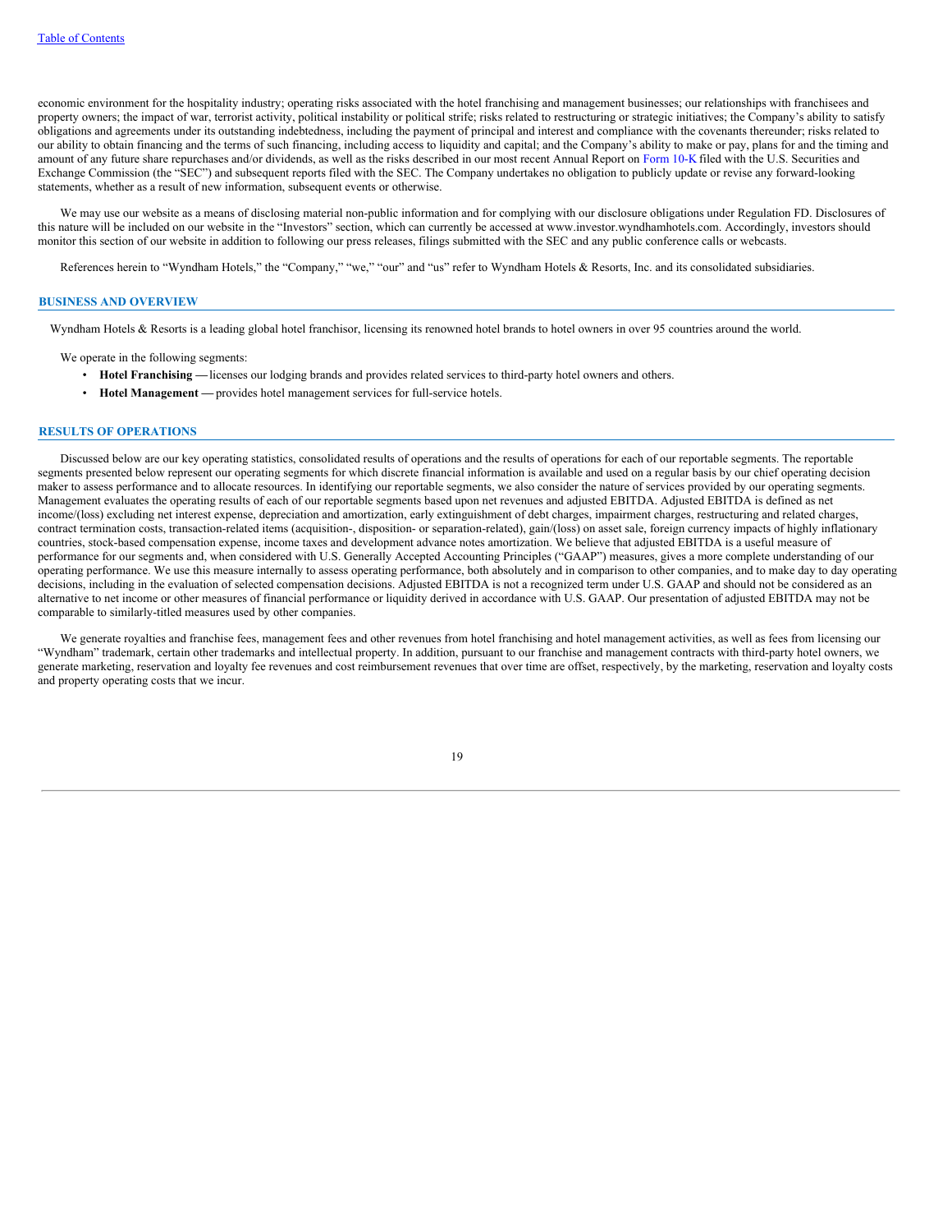economic environment for the hospitality industry; operating risks associated with the hotel franchising and management businesses; our relationships with franchisees and property owners; the impact of war, terrorist activity, political instability or political strife; risks related to restructuring or strategic initiatives; the Company's ability to satisfy obligations and agreements under its outstanding indebtedness, including the payment of principal and interest and compliance with the covenants thereunder; risks related to our ability to obtain financing and the terms of such financing, including access to liquidity and capital; and the Company's ability to make or pay, plans for and the timing and amount of any future share repurchases and/or dividends, as well as the risks described in our most recent Annual Report on Form 10-K filed with the U.S. Securities and Exchange Commission (the "SEC") and subsequent reports filed with the SEC. The Company undertakes no obligation to publicly update or revise any forward-looking statements, whether as a result of new information, subsequent events or otherwise.

We may use our website as a means of disclosing material non-public information and for complying with our disclosure obligations under Regulation FD. Disclosures of this nature will be included on our website in the "Investors" section, which can currently be accessed at www.investor.wyndhamhotels.com. Accordingly, investors should monitor this section of our website in addition to following our press releases, filings submitted with the SEC and any public conference calls or webcasts.

References herein to "Wyndham Hotels," the "Company," "we," "our" and "us" refer to Wyndham Hotels & Resorts, Inc. and its consolidated subsidiaries.

## BUSINESS AND OVERVIEW

Wyndham Hotels & Resorts is a leading global hotel franchisor, licensing its renowned hotel brands to hotel owners in over 95 countries around the world.

We operate in the following segments:

- **Hotel Franchising —** licenses our lodging brands and provides related services to third-party hotel owners and others.
- **Hotel Management —** provides hotel management services for full-service hotels.

## RESULTS OF OPERATIONS

Discussed below are our key operating statistics, consolidated results of operations and the results of operations for each of our reportable segments. The reportable segments presented below represent our operating segments for which discrete financial information is available and used on a regular basis by our chief operating decision maker to assess performance and to allocate resources. In identifying our reportable segments, we also consider the nature of services provided by our operating segments. Management evaluates the operating results of each of our reportable segments based upon net revenues and adjusted EBITDA. Adjusted EBITDA is defined as net income/(loss) excluding net interest expense, depreciation and amortization, early extinguishment of debt charges, impairment charges, restructuring and related charges, contract termination costs, transaction-related items (acquisition-, disposition- or separation-related), gain/(loss) on asset sale, foreign currency impacts of highly inflationary countries, stock-based compensation expense, income taxes and development advance notes amortization. We believe that adjusted EBITDA is a useful measure of performance for our segments and, when considered with U.S. Generally Accepted Accounting Principles ("GAAP") measures, gives a more complete understanding of our operating performance. We use this measure internally to assess operating performance, both absolutely and in comparison to other companies, and to make day to day operating decisions, including in the evaluation of selected compensation decisions. Adjusted EBITDA is not a recognized term under U.S. GAAP and should not be considered as an alternative to net income or other measures of financial performance or liquidity derived in accordance with U.S. GAAP. Our presentation of adjusted EBITDA may not be comparable to similarly-titled measures used by other companies.

We generate royalties and franchise fees, management fees and other revenues from hotel franchising and hotel management activities, as well as fees from licensing our "Wyndham" trademark, certain other trademarks and intellectual property. In addition, pursuant to our franchise and management contracts with third-party hotel owners, we generate marketing, reservation and loyalty fee revenues and cost reimbursement revenues that over time are offset, respectively, by the marketing, reservation and loyalty costs and property operating costs that we incur.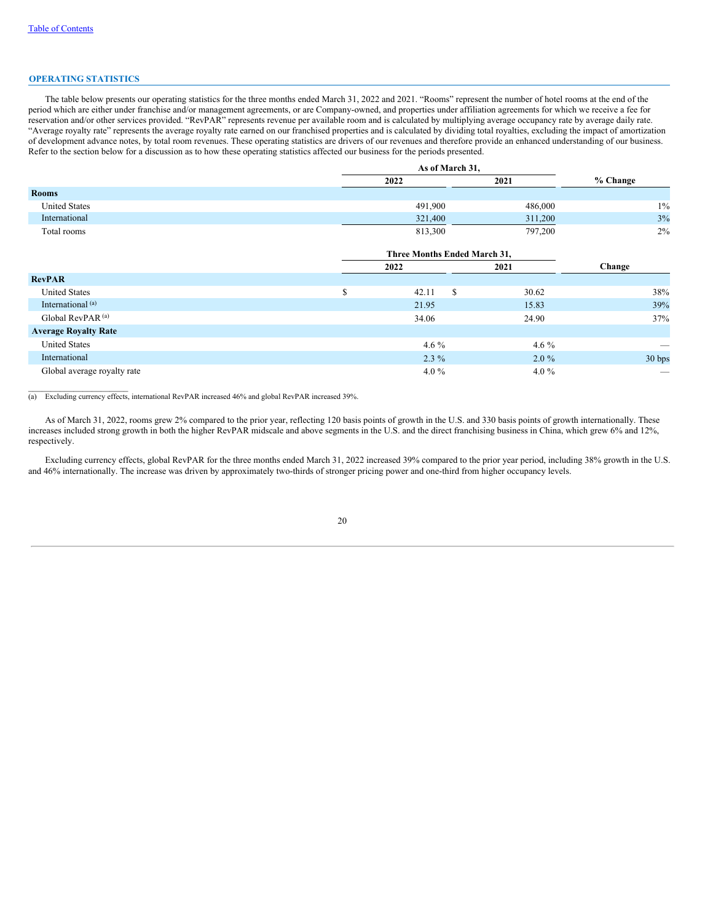## OPERATING STATISTICS

The table below presents our operating statistics for the three months ended March 31, 2022 and 2021. "Rooms" represent the number of hotel rooms at the end of the period which are either under franchise and/or management agreements, or are Company-owned, and properties under affiliation agreements for which we receive a fee for reservation and/or other services provided. "RevPAR" represents revenue per available room and is calculated by multiplying average occupancy rate by average daily rate. "Average royalty rate" represents the average royalty rate earned on our franchised properties and is calculated by dividing total royalties, excluding the impact of amortization of development advance notes, by total room revenues. These operating statistics are drivers of our revenues and therefore provide an enhanced understanding of our business. Refer to the section below for a discussion as to how these operating statistics affected our business for the periods presented.

| | As of March 31, | | |
|---|---|---|---|
| | 2022 | 2021 | % Change |
| **Rooms** | | | |
| United States | 491,900 | 486,000 | 1% |
| International | 321,400 | 311,200 | 3% |
| Total rooms | 813,300 | 797,200 | 2% |

| | Three Months Ended March 31, | | |
|---|---|---|---|
| | 2022 | 2021 | Change |
| **RevPAR** | | | |
| United States | $ 42.11 | $ 30.62 | 38% |
| International [(a)] | 21.95 | 15.83 | 39% |
| Global RevPAR [(a)] | 34.06 | 24.90 | 37% |
| **Average Royalty Rate** | | | |
| United States | 4.6 % | 4.6 % | — |
| International | 2.3 % | 2.0 % | 30 bps |
| Global average royalty rate | 4.0 % | 4.0 % | — |

(a) Excluding currency effects, international RevPAR increased 46% and global RevPAR increased 39%.

As of March 31, 2022, rooms grew 2% compared to the prior year, reflecting 120 basis points of growth in the U.S. and 330 basis points of growth internationally. These increases included strong growth in both the higher RevPAR midscale and above segments in the U.S. and the direct franchising business in China, which grew 6% and 12%, respectively.

Excluding currency effects, global RevPAR for the three months ended March 31, 2022 increased 39% compared to the prior year period, including 38% growth in the U.S. and 46% internationally. The increase was driven by approximately two-thirds of stronger pricing power and one-third from higher occupancy levels.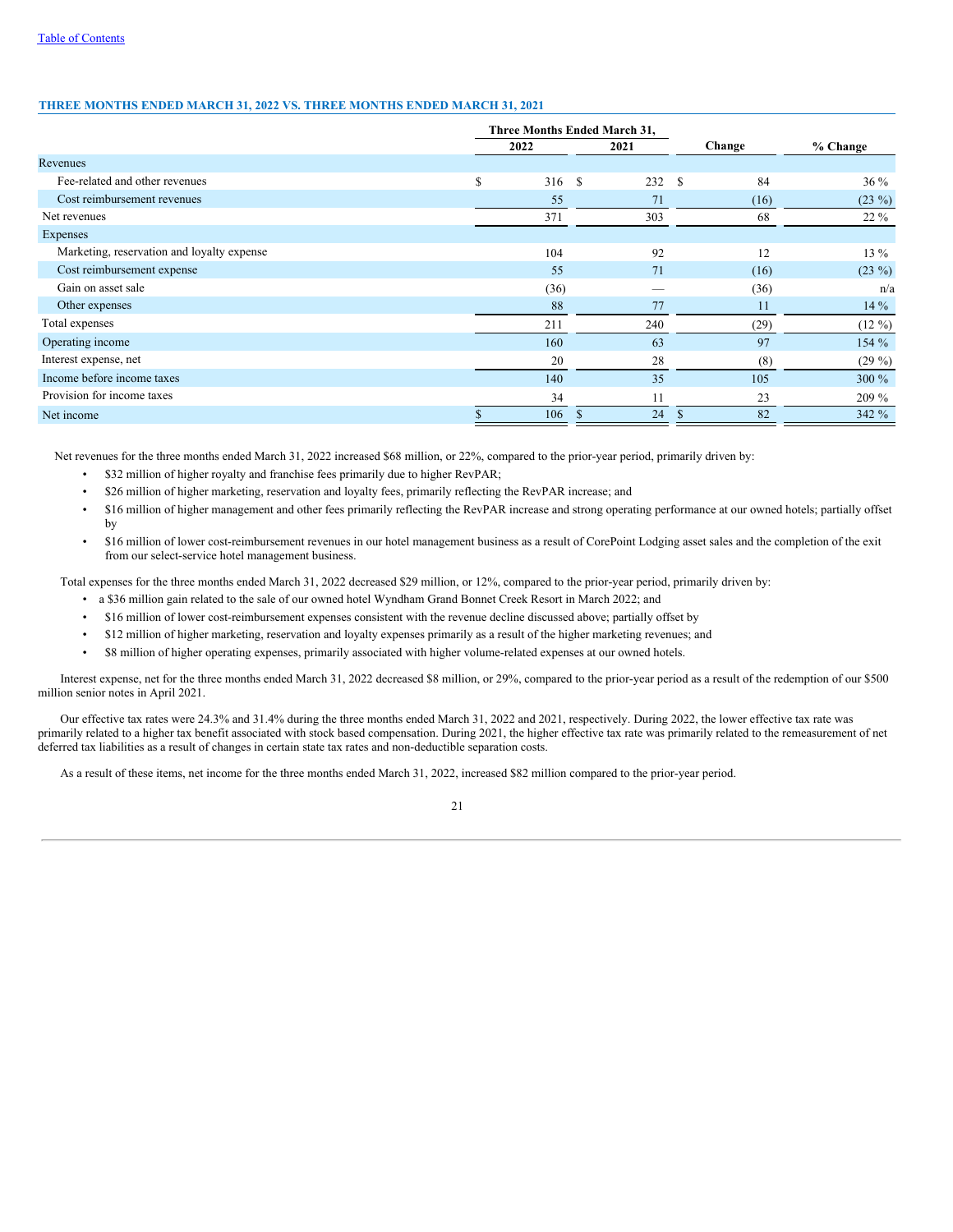## THREE MONTHS ENDED MARCH 31, 2022 VS. THREE MONTHS ENDED MARCH 31, 2021

| | Three Months Ended March 31, | | | |
|---|---|---|---|---|
| | 2022 | 2021 | Change | % Change |
| Revenues | | | | |
| Fee-related and other revenues | $ 316 | $ 232 | $ 84 | 36 % |
| Cost reimbursement revenues | 55 | 71 | (16) | (23 %) |
| Net revenues | 371 | 303 | 68 | 22 % |
| Expenses | | | | |
| Marketing, reservation and loyalty expense | 104 | 92 | 12 | 13 % |
| Cost reimbursement expense | 55 | 71 | (16) | (23 %) |
| Gain on asset sale | (36) | — | (36) | n/a |
| Other expenses | 88 | 77 | 11 | 14 % |
| Total expenses | 211 | 240 | (29) | (12 %) |
| Operating income | 160 | 63 | 97 | 154 % |
| Interest expense, net | 20 | 28 | (8) | (29 %) |
| Income before income taxes | 140 | 35 | 105 | 300 % |
| Provision for income taxes | 34 | 11 | 23 | 209 % |
| Net income | $ 106 | $ 24 | $ 82 | 342 % |

Net revenues for the three months ended March 31, 2022 increased $68 million, or 22%, compared to the prior-year period, primarily driven by:

- $32 million of higher royalty and franchise fees primarily due to higher RevPAR;
- $26 million of higher marketing, reservation and loyalty fees, primarily reflecting the RevPAR increase; and
- $16 million of higher management and other fees primarily reflecting the RevPAR increase and strong operating performance at our owned hotels; partially offset by
- $16 million of lower cost-reimbursement revenues in our hotel management business as a result of CorePoint Lodging asset sales and the completion of the exit from our select-service hotel management business.

Total expenses for the three months ended March 31, 2022 decreased $29 million, or 12%, compared to the prior-year period, primarily driven by:

- a $36 million gain related to the sale of our owned hotel Wyndham Grand Bonnet Creek Resort in March 2022; and
- $16 million of lower cost-reimbursement expenses consistent with the revenue decline discussed above; partially offset by
- $12 million of higher marketing, reservation and loyalty expenses primarily as a result of the higher marketing revenues; and
- $8 million of higher operating expenses, primarily associated with higher volume-related expenses at our owned hotels.

Interest expense, net for the three months ended March 31, 2022 decreased $8 million, or 29%, compared to the prior-year period as a result of the redemption of our $500 million senior notes in April 2021.

Our effective tax rates were 24.3% and 31.4% during the three months ended March 31, 2022 and 2021, respectively. During 2022, the lower effective tax rate was primarily related to a higher tax benefit associated with stock based compensation. During 2021, the higher effective tax rate was primarily related to the remeasurement of net deferred tax liabilities as a result of changes in certain state tax rates and non-deductible separation costs.

As a result of these items, net income for the three months ended March 31, 2022, increased $82 million compared to the prior-year period.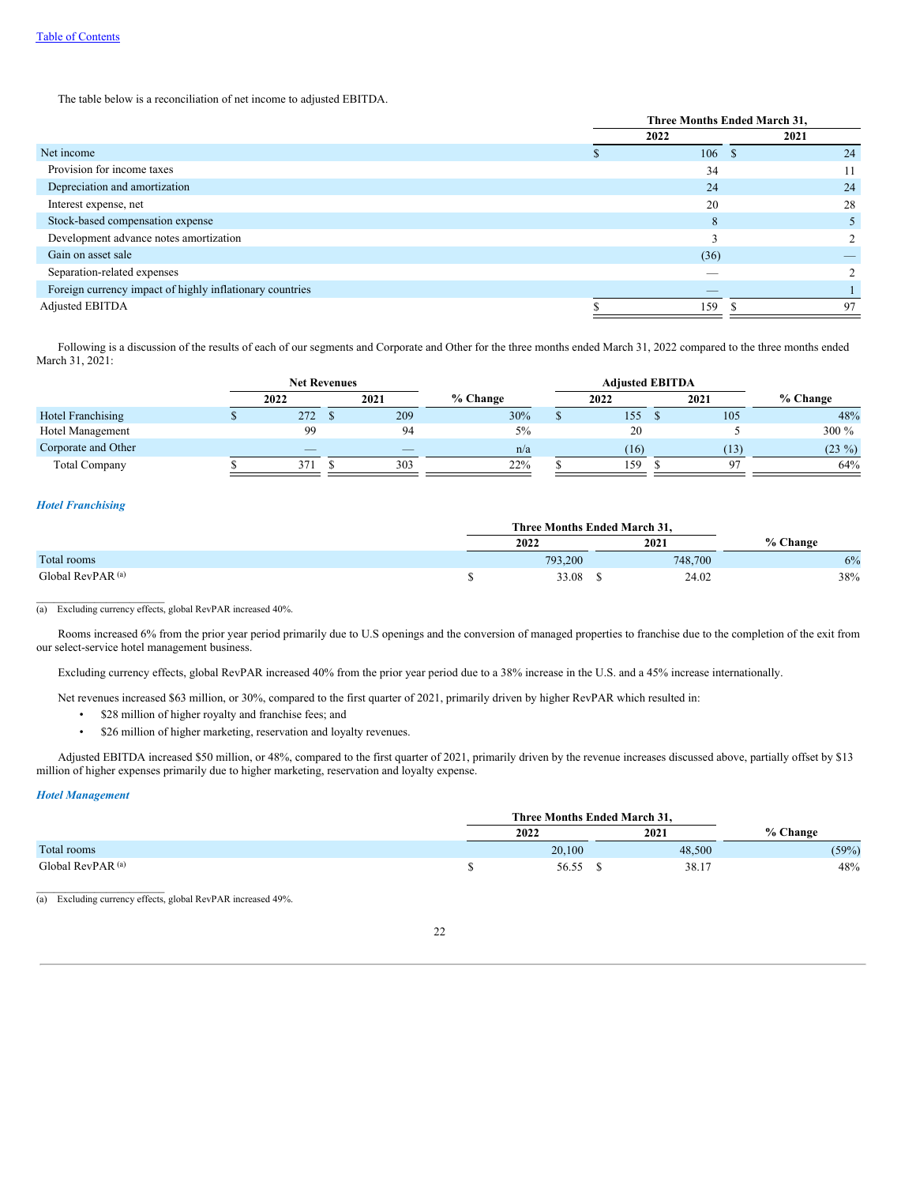The table below is a reconciliation of net income to adjusted EBITDA.

| | Three Months Ended March 31, | |
|---|---|---|
| | 2022 | 2021 |
| Net income | $ 106 | $ 24 |
| Provision for income taxes | 34 | 11 |
| Depreciation and amortization | 24 | 24 |
| Interest expense, net | 20 | 28 |
| Stock-based compensation expense | 8 | 5 |
| Development advance notes amortization | 3 | 2 |
| Gain on asset sale | (36) | — |
| Separation-related expenses | — | 2 |
| Foreign currency impact of highly inflationary countries | — | 1 |
| Adjusted EBITDA | $ 159 | $ 97 |

Following is a discussion of the results of each of our segments and Corporate and Other for the three months ended March 31, 2022 compared to the three months ended March 31, 2021:

| | Net Revenues | | | Adjusted EBITDA | | |
|---|---|---|---|---|---|---|
| | 2022 | 2021 | % Change | 2022 | 2021 | % Change |
| Hotel Franchising | $ 272 | $ 209 | 30% | $ 155 | $ 105 | 48% |
| Hotel Management | 99 | 94 | 5% | 20 | 5 | 300 % |
| Corporate and Other | — | — | n/a | (16) | (13) | (23 %) |
| Total Company | $ 371 | $ 303 | 22% | $ 159 | $ 97 | 64% |

***Hotel Franchising***

| | Three Months Ended March 31, | | |
|---|---|---|---|
| | 2022 | 2021 | % Change |
| Total rooms | 793,200 | 748,700 | 6% |
| Global RevPAR [(a)] | $ 33.08 | $ 24.02 | 38% |

(a) Excluding currency effects, global RevPAR increased 40%.

Rooms increased 6% from the prior year period primarily due to U.S openings and the conversion of managed properties to franchise due to the completion of the exit from our select-service hotel management business.

Excluding currency effects, global RevPAR increased 40% from the prior year period due to a 38% increase in the U.S. and a 45% increase internationally.

Net revenues increased $63 million, or 30%, compared to the first quarter of 2021, primarily driven by higher RevPAR which resulted in:

- $28 million of higher royalty and franchise fees; and
- $26 million of higher marketing, reservation and loyalty revenues.

Adjusted EBITDA increased $50 million, or 48%, compared to the first quarter of 2021, primarily driven by the revenue increases discussed above, partially offset by $13 million of higher expenses primarily due to higher marketing, reservation and loyalty expense.

***Hotel Management***

| | Three Months Ended March 31, | | |
|---|---|---|---|
| | 2022 | 2021 | % Change |
| Total rooms | 20,100 | 48,500 | (59%) |
| Global RevPAR [(a)] | $ 56.55 | $ 38.17 | 48% |

(a) Excluding currency effects, global RevPAR increased 49%.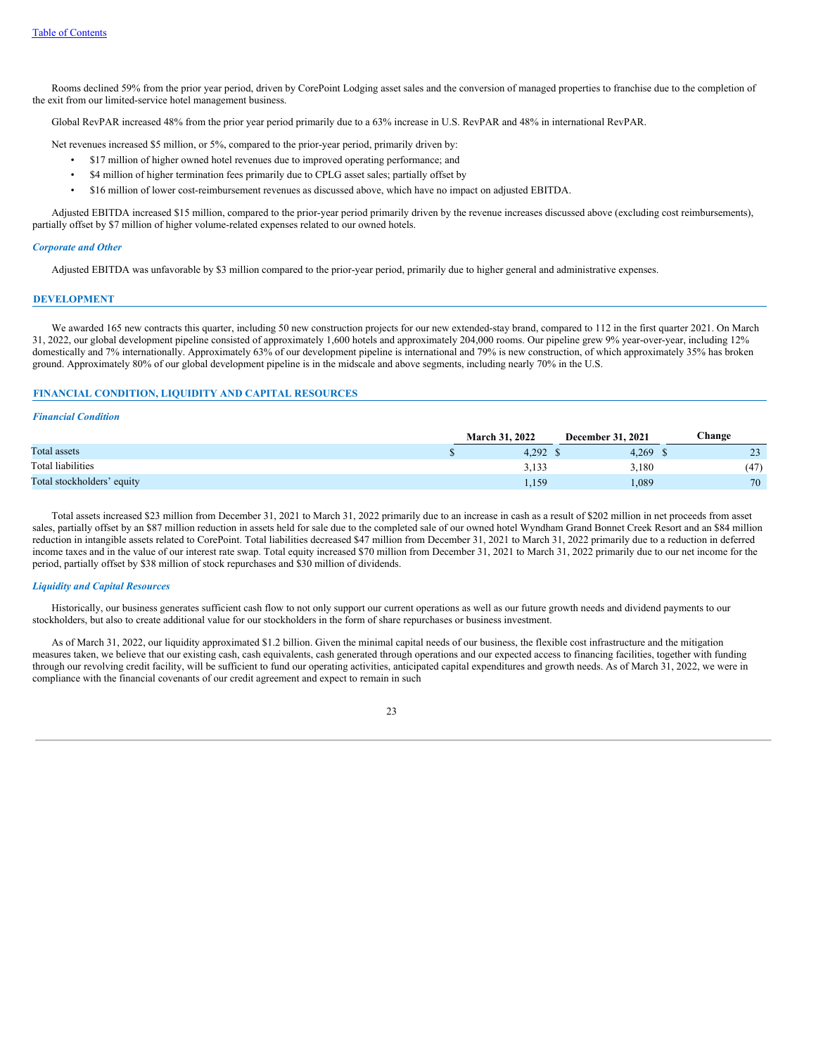Rooms declined 59% from the prior year period, driven by CorePoint Lodging asset sales and the conversion of managed properties to franchise due to the completion of the exit from our limited-service hotel management business.

Global RevPAR increased 48% from the prior year period primarily due to a 63% increase in U.S. RevPAR and 48% in international RevPAR.

Net revenues increased $5 million, or 5%, compared to the prior-year period, primarily driven by:

- $17 million of higher owned hotel revenues due to improved operating performance; and
- $4 million of higher termination fees primarily due to CPLG asset sales; partially offset by
- $16 million of lower cost-reimbursement revenues as discussed above, which have no impact on adjusted EBITDA.

Adjusted EBITDA increased $15 million, compared to the prior-year period primarily driven by the revenue increases discussed above (excluding cost reimbursements), partially offset by $7 million of higher volume-related expenses related to our owned hotels.

### *Corporate and Other*

Adjusted EBITDA was unfavorable by $3 million compared to the prior-year period, primarily due to higher general and administrative expenses.

## DEVELOPMENT

We awarded 165 new contracts this quarter, including 50 new construction projects for our new extended-stay brand, compared to 112 in the first quarter 2021. On March 31, 2022, our global development pipeline consisted of approximately 1,600 hotels and approximately 204,000 rooms. Our pipeline grew 9% year-over-year, including 12% domestically and 7% internationally. Approximately 63% of our development pipeline is international and 79% is new construction, of which approximately 35% has broken ground. Approximately 80% of our global development pipeline is in the midscale and above segments, including nearly 70% in the U.S.

## FINANCIAL CONDITION, LIQUIDITY AND CAPITAL RESOURCES

### *Financial Condition*

| | March 31, 2022 | December 31, 2021 | Change |
|---|---|---|---|
| Total assets | $ 4,292 | $ 4,269 | $ 23 |
| Total liabilities | 3,133 | 3,180 | (47) |
| Total stockholders' equity | 1,159 | 1,089 | 70 |

Total assets increased $23 million from December 31, 2021 to March 31, 2022 primarily due to an increase in cash as a result of $202 million in net proceeds from asset sales, partially offset by an $87 million reduction in assets held for sale due to the completed sale of our owned hotel Wyndham Grand Bonnet Creek Resort and an $84 million reduction in intangible assets related to CorePoint. Total liabilities decreased $47 million from December 31, 2021 to March 31, 2022 primarily due to a reduction in deferred income taxes and in the value of our interest rate swap. Total equity increased $70 million from December 31, 2021 to March 31, 2022 primarily due to our net income for the period, partially offset by $38 million of stock repurchases and $30 million of dividends.

### *Liquidity and Capital Resources*

Historically, our business generates sufficient cash flow to not only support our current operations as well as our future growth needs and dividend payments to our stockholders, but also to create additional value for our stockholders in the form of share repurchases or business investment.

As of March 31, 2022, our liquidity approximated $1.2 billion. Given the minimal capital needs of our business, the flexible cost infrastructure and the mitigation measures taken, we believe that our existing cash, cash equivalents, cash generated through operations and our expected access to financing facilities, together with funding through our revolving credit facility, will be sufficient to fund our operating activities, anticipated capital expenditures and growth needs. As of March 31, 2022, we were in compliance with the financial covenants of our credit agreement and expect to remain in such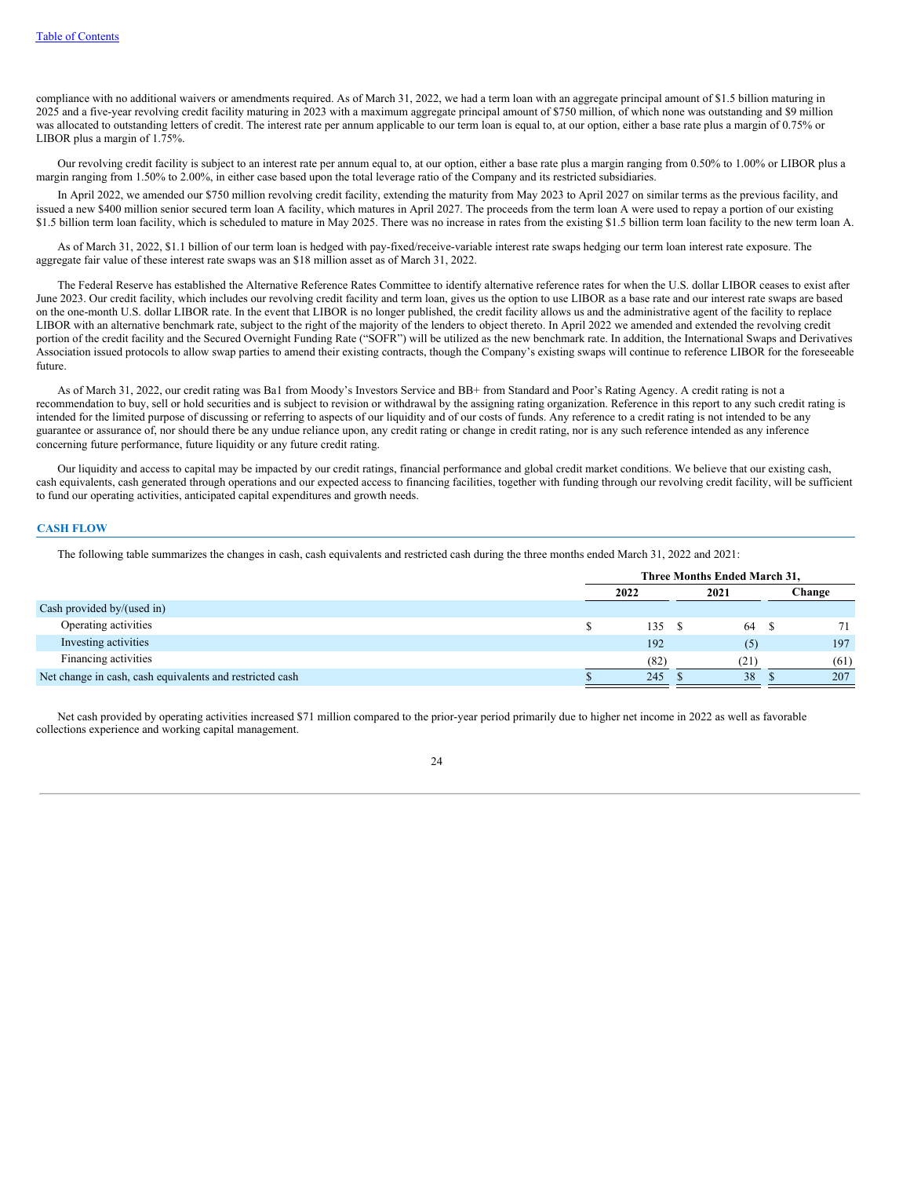compliance with no additional waivers or amendments required. As of March 31, 2022, we had a term loan with an aggregate principal amount of $1.5 billion maturing in 2025 and a five-year revolving credit facility maturing in 2023 with a maximum aggregate principal amount of $750 million, of which none was outstanding and $9 million was allocated to outstanding letters of credit. The interest rate per annum applicable to our term loan is equal to, at our option, either a base rate plus a margin of 0.75% or LIBOR plus a margin of 1.75%.

Our revolving credit facility is subject to an interest rate per annum equal to, at our option, either a base rate plus a margin ranging from 0.50% to 1.00% or LIBOR plus a margin ranging from 1.50% to 2.00%, in either case based upon the total leverage ratio of the Company and its restricted subsidiaries.

In April 2022, we amended our $750 million revolving credit facility, extending the maturity from May 2023 to April 2027 on similar terms as the previous facility, and issued a new $400 million senior secured term loan A facility, which matures in April 2027. The proceeds from the term loan A were used to repay a portion of our existing $1.5 billion term loan facility, which is scheduled to mature in May 2025. There was no increase in rates from the existing $1.5 billion term loan facility to the new term loan A.

As of March 31, 2022, $1.1 billion of our term loan is hedged with pay-fixed/receive-variable interest rate swaps hedging our term loan interest rate exposure. The aggregate fair value of these interest rate swaps was an $18 million asset as of March 31, 2022.

The Federal Reserve has established the Alternative Reference Rates Committee to identify alternative reference rates for when the U.S. dollar LIBOR ceases to exist after June 2023. Our credit facility, which includes our revolving credit facility and term loan, gives us the option to use LIBOR as a base rate and our interest rate swaps are based on the one-month U.S. dollar LIBOR rate. In the event that LIBOR is no longer published, the credit facility allows us and the administrative agent of the facility to replace LIBOR with an alternative benchmark rate, subject to the right of the majority of the lenders to object thereto. In April 2022 we amended and extended the revolving credit portion of the credit facility and the Secured Overnight Funding Rate ("SOFR") will be utilized as the new benchmark rate. In addition, the International Swaps and Derivatives Association issued protocols to allow swap parties to amend their existing contracts, though the Company's existing swaps will continue to reference LIBOR for the foreseeable future.

As of March 31, 2022, our credit rating was Ba1 from Moody's Investors Service and BB+ from Standard and Poor's Rating Agency. A credit rating is not a recommendation to buy, sell or hold securities and is subject to revision or withdrawal by the assigning rating organization. Reference in this report to any such credit rating is intended for the limited purpose of discussing or referring to aspects of our liquidity and of our costs of funds. Any reference to a credit rating is not intended to be any guarantee or assurance of, nor should there be any undue reliance upon, any credit rating or change in credit rating, nor is any such reference intended as any inference concerning future performance, future liquidity or any future credit rating.

Our liquidity and access to capital may be impacted by our credit ratings, financial performance and global credit market conditions. We believe that our existing cash, cash equivalents, cash generated through operations and our expected access to financing facilities, together with funding through our revolving credit facility, will be sufficient to fund our operating activities, anticipated capital expenditures and growth needs.

## CASH FLOW

The following table summarizes the changes in cash, cash equivalents and restricted cash during the three months ended March 31, 2022 and 2021:

| | Three Months Ended March 31, | | |
|---|---|---|---|
| | 2022 | 2021 | Change |
| Cash provided by/(used in) | | | |
| Operating activities | $ 135 | $ 64 | $ 71 |
| Investing activities | 192 | (5) | 197 |
| Financing activities | (82) | (21) | (61) |
| Net change in cash, cash equivalents and restricted cash | $ 245 | $ 38 | $ 207 |

Net cash provided by operating activities increased $71 million compared to the prior-year period primarily due to higher net income in 2022 as well as favorable collections experience and working capital management.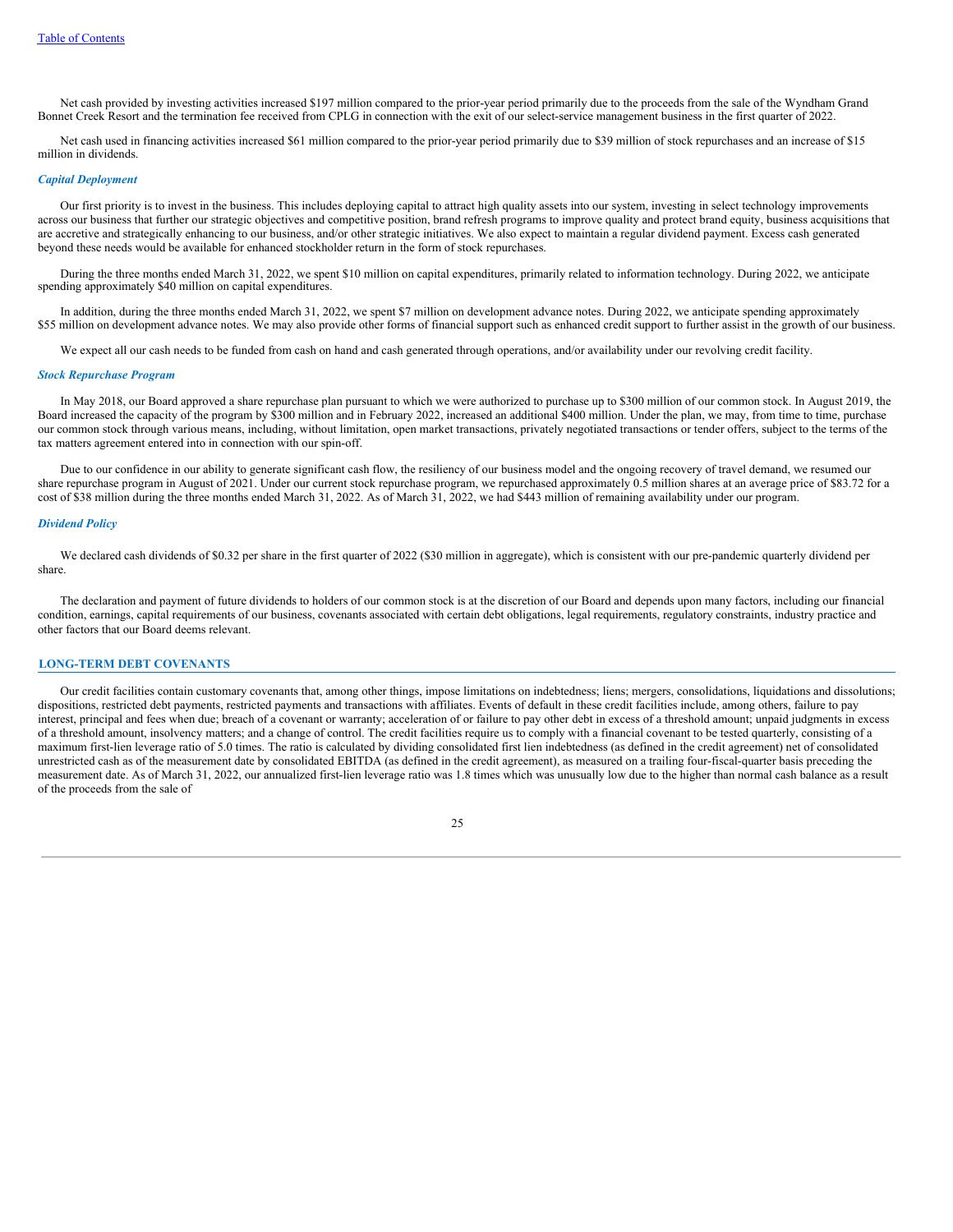Net cash provided by investing activities increased $197 million compared to the prior-year period primarily due to the proceeds from the sale of the Wyndham Grand Bonnet Creek Resort and the termination fee received from CPLG in connection with the exit of our select-service management business in the first quarter of 2022.

Net cash used in financing activities increased $61 million compared to the prior-year period primarily due to $39 million of stock repurchases and an increase of $15 million in dividends.

### *Capital Deployment*

Our first priority is to invest in the business. This includes deploying capital to attract high quality assets into our system, investing in select technology improvements across our business that further our strategic objectives and competitive position, brand refresh programs to improve quality and protect brand equity, business acquisitions that are accretive and strategically enhancing to our business, and/or other strategic initiatives. We also expect to maintain a regular dividend payment. Excess cash generated beyond these needs would be available for enhanced stockholder return in the form of stock repurchases.

During the three months ended March 31, 2022, we spent $10 million on capital expenditures, primarily related to information technology. During 2022, we anticipate spending approximately $40 million on capital expenditures.

In addition, during the three months ended March 31, 2022, we spent $7 million on development advance notes. During 2022, we anticipate spending approximately $55 million on development advance notes. We may also provide other forms of financial support such as enhanced credit support to further assist in the growth of our business.

We expect all our cash needs to be funded from cash on hand and cash generated through operations, and/or availability under our revolving credit facility.

### *Stock Repurchase Program*

In May 2018, our Board approved a share repurchase plan pursuant to which we were authorized to purchase up to $300 million of our common stock. In August 2019, the Board increased the capacity of the program by $300 million and in February 2022, increased an additional $400 million. Under the plan, we may, from time to time, purchase our common stock through various means, including, without limitation, open market transactions, privately negotiated transactions or tender offers, subject to the terms of the tax matters agreement entered into in connection with our spin-off.

Due to our confidence in our ability to generate significant cash flow, the resiliency of our business model and the ongoing recovery of travel demand, we resumed our share repurchase program in August of 2021. Under our current stock repurchase program, we repurchased approximately 0.5 million shares at an average price of $83.72 for a cost of $38 million during the three months ended March 31, 2022. As of March 31, 2022, we had $443 million of remaining availability under our program.

### *Dividend Policy*

We declared cash dividends of $0.32 per share in the first quarter of 2022 ($30 million in aggregate), which is consistent with our pre-pandemic quarterly dividend per share.

The declaration and payment of future dividends to holders of our common stock is at the discretion of our Board and depends upon many factors, including our financial condition, earnings, capital requirements of our business, covenants associated with certain debt obligations, legal requirements, regulatory constraints, industry practice and other factors that our Board deems relevant.

## LONG-TERM DEBT COVENANTS

Our credit facilities contain customary covenants that, among other things, impose limitations on indebtedness; liens; mergers, consolidations, liquidations and dissolutions; dispositions, restricted debt payments, restricted payments and transactions with affiliates. Events of default in these credit facilities include, among others, failure to pay interest, principal and fees when due; breach of a covenant or warranty; acceleration of or failure to pay other debt in excess of a threshold amount; unpaid judgments in excess of a threshold amount, insolvency matters; and a change of control. The credit facilities require us to comply with a financial covenant to be tested quarterly, consisting of a maximum first-lien leverage ratio of 5.0 times. The ratio is calculated by dividing consolidated first lien indebtedness (as defined in the credit agreement) net of consolidated unrestricted cash as of the measurement date by consolidated EBITDA (as defined in the credit agreement), as measured on a trailing four-fiscal-quarter basis preceding the measurement date. As of March 31, 2022, our annualized first-lien leverage ratio was 1.8 times which was unusually low due to the higher than normal cash balance as a result of the proceeds from the sale of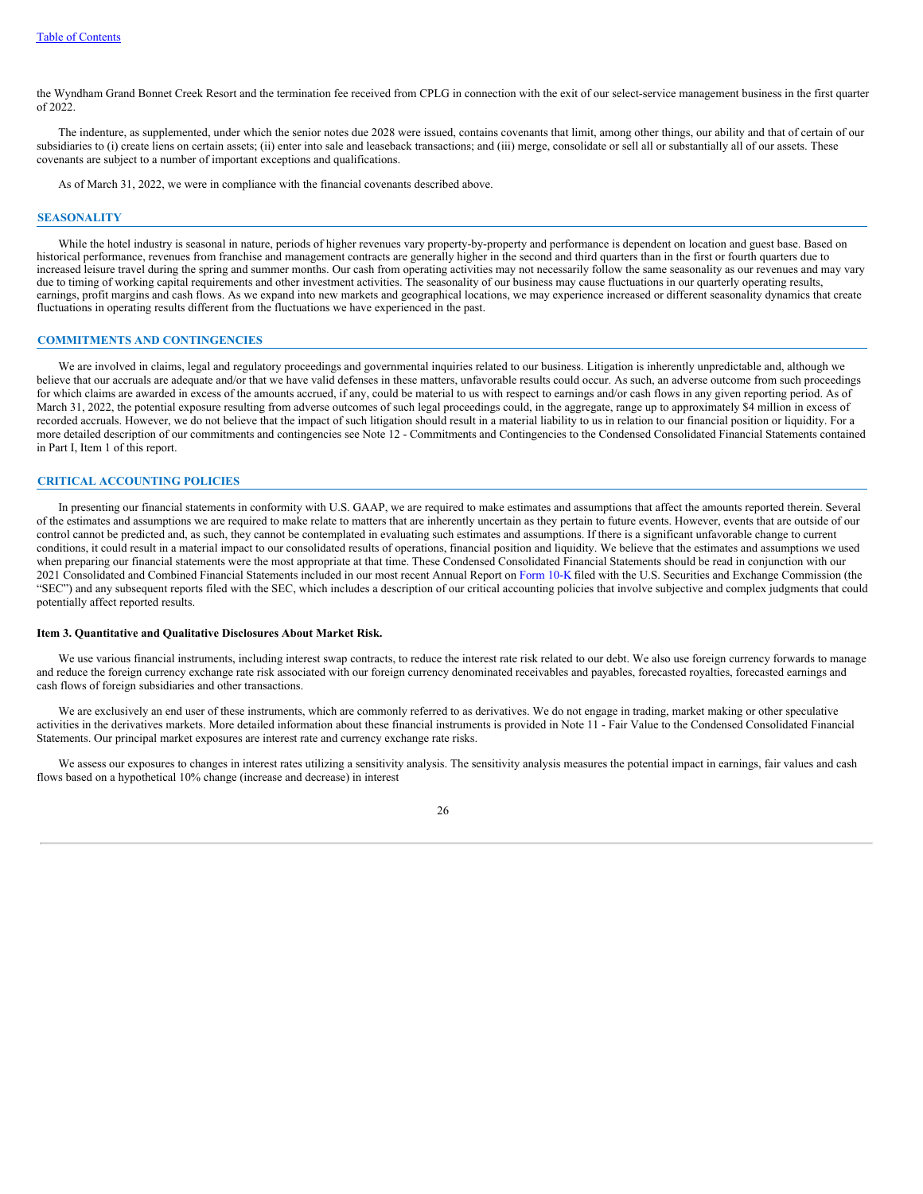the Wyndham Grand Bonnet Creek Resort and the termination fee received from CPLG in connection with the exit of our select-service management business in the first quarter of 2022.

The indenture, as supplemented, under which the senior notes due 2028 were issued, contains covenants that limit, among other things, our ability and that of certain of our subsidiaries to (i) create liens on certain assets; (ii) enter into sale and leaseback transactions; and (iii) merge, consolidate or sell all or substantially all of our assets. These covenants are subject to a number of important exceptions and qualifications.

As of March 31, 2022, we were in compliance with the financial covenants described above.

## SEASONALITY

While the hotel industry is seasonal in nature, periods of higher revenues vary property-by-property and performance is dependent on location and guest base. Based on historical performance, revenues from franchise and management contracts are generally higher in the second and third quarters than in the first or fourth quarters due to increased leisure travel during the spring and summer months. Our cash from operating activities may not necessarily follow the same seasonality as our revenues and may vary due to timing of working capital requirements and other investment activities. The seasonality of our business may cause fluctuations in our quarterly operating results, earnings, profit margins and cash flows. As we expand into new markets and geographical locations, we may experience increased or different seasonality dynamics that create fluctuations in operating results different from the fluctuations we have experienced in the past.

## COMMITMENTS AND CONTINGENCIES

We are involved in claims, legal and regulatory proceedings and governmental inquiries related to our business. Litigation is inherently unpredictable and, although we believe that our accruals are adequate and/or that we have valid defenses in these matters, unfavorable results could occur. As such, an adverse outcome from such proceedings for which claims are awarded in excess of the amounts accrued, if any, could be material to us with respect to earnings and/or cash flows in any given reporting period. As of March 31, 2022, the potential exposure resulting from adverse outcomes of such legal proceedings could, in the aggregate, range up to approximately $4 million in excess of recorded accruals. However, we do not believe that the impact of such litigation should result in a material liability to us in relation to our financial position or liquidity. For a more detailed description of our commitments and contingencies see Note 12 - Commitments and Contingencies to the Condensed Consolidated Financial Statements contained in Part I, Item 1 of this report.

## CRITICAL ACCOUNTING POLICIES

In presenting our financial statements in conformity with U.S. GAAP, we are required to make estimates and assumptions that affect the amounts reported therein. Several of the estimates and assumptions we are required to make relate to matters that are inherently uncertain as they pertain to future events. However, events that are outside of our control cannot be predicted and, as such, they cannot be contemplated in evaluating such estimates and assumptions. If there is a significant unfavorable change to current conditions, it could result in a material impact to our consolidated results of operations, financial position and liquidity. We believe that the estimates and assumptions we used when preparing our financial statements were the most appropriate at that time. These Condensed Consolidated Financial Statements should be read in conjunction with our 2021 Consolidated and Combined Financial Statements included in our most recent Annual Report on Form 10-K filed with the U.S. Securities and Exchange Commission (the "SEC") and any subsequent reports filed with the SEC, which includes a description of our critical accounting policies that involve subjective and complex judgments that could potentially affect reported results.

### Item 3. Quantitative and Qualitative Disclosures About Market Risk.

We use various financial instruments, including interest swap contracts, to reduce the interest rate risk related to our debt. We also use foreign currency forwards to manage and reduce the foreign currency exchange rate risk associated with our foreign currency denominated receivables and payables, forecasted royalties, forecasted earnings and cash flows of foreign subsidiaries and other transactions.

We are exclusively an end user of these instruments, which are commonly referred to as derivatives. We do not engage in trading, market making or other speculative activities in the derivatives markets. More detailed information about these financial instruments is provided in Note 11 - Fair Value to the Condensed Consolidated Financial Statements. Our principal market exposures are interest rate and currency exchange rate risks.

We assess our exposures to changes in interest rates utilizing a sensitivity analysis. The sensitivity analysis measures the potential impact in earnings, fair values and cash flows based on a hypothetical 10% change (increase and decrease) in interest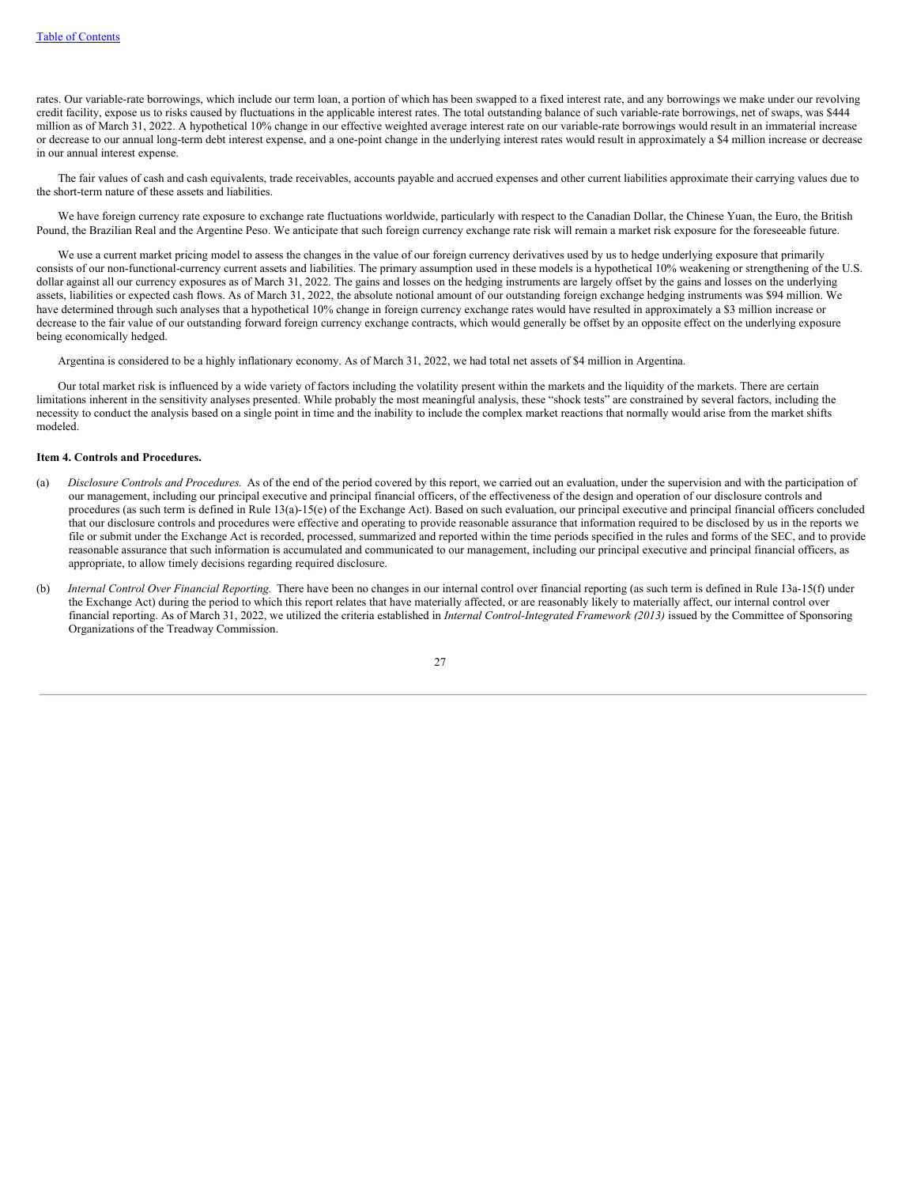rates. Our variable-rate borrowings, which include our term loan, a portion of which has been swapped to a fixed interest rate, and any borrowings we make under our revolving credit facility, expose us to risks caused by fluctuations in the applicable interest rates. The total outstanding balance of such variable-rate borrowings, net of swaps, was $444 million as of March 31, 2022. A hypothetical 10% change in our effective weighted average interest rate on our variable-rate borrowings would result in an immaterial increase or decrease to our annual long-term debt interest expense, and a one-point change in the underlying interest rates would result in approximately a $4 million increase or decrease in our annual interest expense.

The fair values of cash and cash equivalents, trade receivables, accounts payable and accrued expenses and other current liabilities approximate their carrying values due to the short-term nature of these assets and liabilities.

We have foreign currency rate exposure to exchange rate fluctuations worldwide, particularly with respect to the Canadian Dollar, the Chinese Yuan, the Euro, the British Pound, the Brazilian Real and the Argentine Peso. We anticipate that such foreign currency exchange rate risk will remain a market risk exposure for the foreseeable future.

We use a current market pricing model to assess the changes in the value of our foreign currency derivatives used by us to hedge underlying exposure that primarily consists of our non-functional-currency current assets and liabilities. The primary assumption used in these models is a hypothetical 10% weakening or strengthening of the U.S. dollar against all our currency exposures as of March 31, 2022. The gains and losses on the hedging instruments are largely offset by the gains and losses on the underlying assets, liabilities or expected cash flows. As of March 31, 2022, the absolute notional amount of our outstanding foreign exchange hedging instruments was $94 million. We have determined through such analyses that a hypothetical 10% change in foreign currency exchange rates would have resulted in approximately a $3 million increase or decrease to the fair value of our outstanding forward foreign currency exchange contracts, which would generally be offset by an opposite effect on the underlying exposure being economically hedged.

Argentina is considered to be a highly inflationary economy. As of March 31, 2022, we had total net assets of $4 million in Argentina.

Our total market risk is influenced by a wide variety of factors including the volatility present within the markets and the liquidity of the markets. There are certain limitations inherent in the sensitivity analyses presented. While probably the most meaningful analysis, these "shock tests" are constrained by several factors, including the necessity to conduct the analysis based on a single point in time and the inability to include the complex market reactions that normally would arise from the market shifts modeled.

### Item 4. Controls and Procedures.

(a) *Disclosure Controls and Procedures.* As of the end of the period covered by this report, we carried out an evaluation, under the supervision and with the participation of our management, including our principal executive and principal financial officers, of the effectiveness of the design and operation of our disclosure controls and procedures (as such term is defined in Rule 13(a)-15(e) of the Exchange Act). Based on such evaluation, our principal executive and principal financial officers concluded that our disclosure controls and procedures were effective and operating to provide reasonable assurance that information required to be disclosed by us in the reports we file or submit under the Exchange Act is recorded, processed, summarized and reported within the time periods specified in the rules and forms of the SEC, and to provide reasonable assurance that such information is accumulated and communicated to our management, including our principal executive and principal financial officers, as appropriate, to allow timely decisions regarding required disclosure.

(b) *Internal Control Over Financial Reporting.* There have been no changes in our internal control over financial reporting (as such term is defined in Rule 13a-15(f) under the Exchange Act) during the period to which this report relates that have materially affected, or are reasonably likely to materially affect, our internal control over financial reporting. As of March 31, 2022, we utilized the criteria established in *Internal Control-Integrated Framework (2013)* issued by the Committee of Sponsoring Organizations of the Treadway Commission.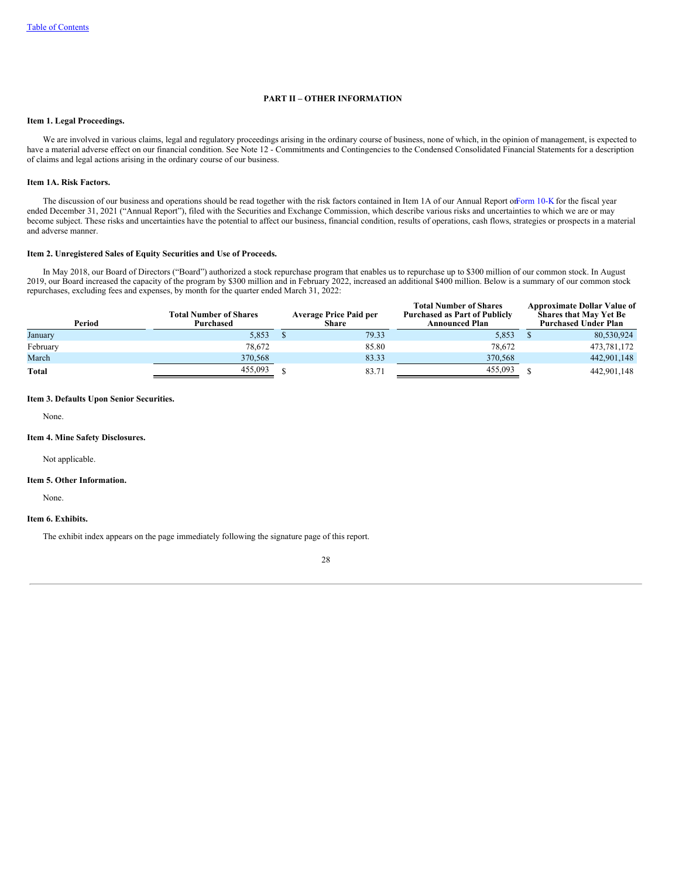[Table of Contents](#)

# PART II – OTHER INFORMATION

### Item 1. Legal Proceedings.

We are involved in various claims, legal and regulatory proceedings arising in the ordinary course of business, none of which, in the opinion of management, is expected to have a material adverse effect on our financial condition. See Note 12 - Commitments and Contingencies to the Condensed Consolidated Financial Statements for a description of claims and legal actions arising in the ordinary course of our business.

### Item 1A. Risk Factors.

The discussion of our business and operations should be read together with the risk factors contained in Item 1A of our Annual Report on Form 10-K for the fiscal year ended December 31, 2021 ("Annual Report"), filed with the Securities and Exchange Commission, which describe various risks and uncertainties to which we are or may become subject. These risks and uncertainties have the potential to affect our business, financial condition, results of operations, cash flows, strategies or prospects in a material and adverse manner.

### Item 2. Unregistered Sales of Equity Securities and Use of Proceeds.

In May 2018, our Board of Directors ("Board") authorized a stock repurchase program that enables us to repurchase up to $300 million of our common stock. In August 2019, our Board increased the capacity of the program by $300 million and in February 2022, increased an additional $400 million. Below is a summary of our common stock repurchases, excluding fees and expenses, by month for the quarter ended March 31, 2022:

| Period | Total Number of Shares Purchased | Average Price Paid per Share | Total Number of Shares Purchased as Part of Publicly Announced Plan | Approximate Dollar Value of Shares that May Yet Be Purchased Under Plan |
|---|---|---|---|---|
| January | 5,853 | $ 79.33 | 5,853 | $ 80,530,924 |
| February | 78,672 | 85.80 | 78,672 | 473,781,172 |
| March | 370,568 | 83.33 | 370,568 | 442,901,148 |
| **Total** | 455,093 | $ 83.71 | 455,093 | $ 442,901,148 |

### Item 3. Defaults Upon Senior Securities.

None.

### Item 4. Mine Safety Disclosures.

Not applicable.

### Item 5. Other Information.

None.

### Item 6. Exhibits.

The exhibit index appears on the page immediately following the signature page of this report.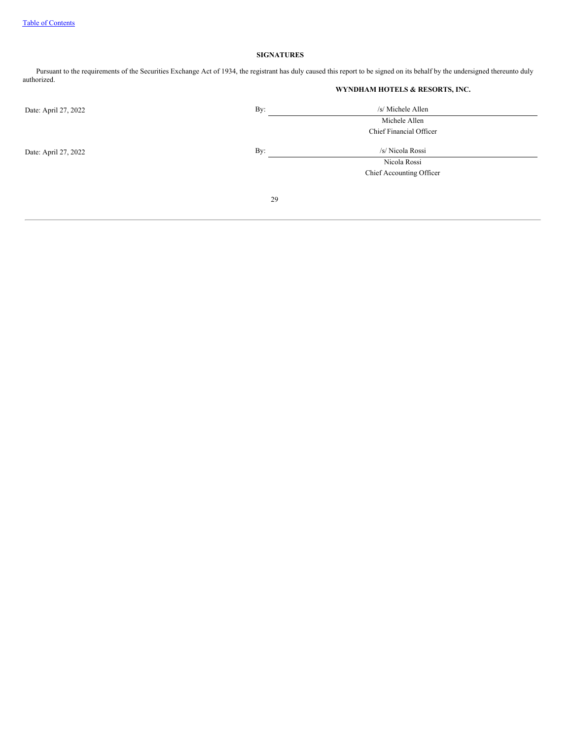## SIGNATURES

Pursuant to the requirements of the Securities Exchange Act of 1934, the registrant has duly caused this report to be signed on its behalf by the undersigned thereunto duly authorized.

**WYNDHAM HOTELS & RESORTS, INC.**

| | | |
|---|---|---|
| Date: April 27, 2022 | By: | /s/ Michele Allen |
| | | Michele Allen |
| | | Chief Financial Officer |
| Date: April 27, 2022 | By: | /s/ Nicola Rossi |
| | | Nicola Rossi |
| | | Chief Accounting Officer |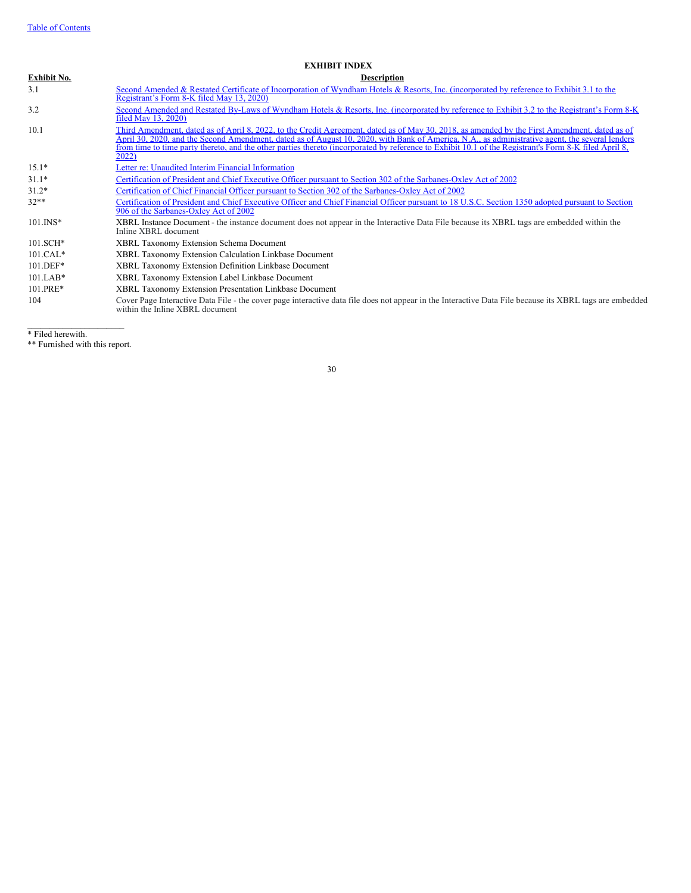## EXHIBIT INDEX

| Exhibit No. | Description |
| --- | --- |
| 3.1 | Second Amended & Restated Certificate of Incorporation of Wyndham Hotels & Resorts, Inc. (incorporated by reference to Exhibit 3.1 to the Registrant's Form 8-K filed May 13, 2020) |
| 3.2 | Second Amended and Restated By-Laws of Wyndham Hotels & Resorts, Inc. (incorporated by reference to Exhibit 3.2 to the Registrant's Form 8-K filed May 13, 2020) |
| 10.1 | Third Amendment, dated as of April 8, 2022, to the Credit Agreement, dated as of May 30, 2018, as amended by the First Amendment, dated as of April 30, 2020, and the Second Amendment, dated as of August 10, 2020, with Bank of America, N.A., as administrative agent, the several lenders from time to time party thereto, and the other parties thereto (incorporated by reference to Exhibit 10.1 of the Registrant's Form 8-K filed April 8, 2022) |
| 15.1* | Letter re: Unaudited Interim Financial Information |
| 31.1* | Certification of President and Chief Executive Officer pursuant to Section 302 of the Sarbanes-Oxley Act of 2002 |
| 31.2* | Certification of Chief Financial Officer pursuant to Section 302 of the Sarbanes-Oxley Act of 2002 |
| 32** | Certification of President and Chief Executive Officer and Chief Financial Officer pursuant to 18 U.S.C. Section 1350 adopted pursuant to Section 906 of the Sarbanes-Oxley Act of 2002 |
| 101.INS* | XBRL Instance Document - the instance document does not appear in the Interactive Data File because its XBRL tags are embedded within the Inline XBRL document |
| 101.SCH* | XBRL Taxonomy Extension Schema Document |
| 101.CAL* | XBRL Taxonomy Extension Calculation Linkbase Document |
| 101.DEF* | XBRL Taxonomy Extension Definition Linkbase Document |
| 101.LAB* | XBRL Taxonomy Extension Label Linkbase Document |
| 101.PRE* | XBRL Taxonomy Extension Presentation Linkbase Document |
| 104 | Cover Page Interactive Data File - the cover page interactive data file does not appear in the Interactive Data File because its XBRL tags are embedded within the Inline XBRL document |

* Filed herewith.

** Furnished with this report.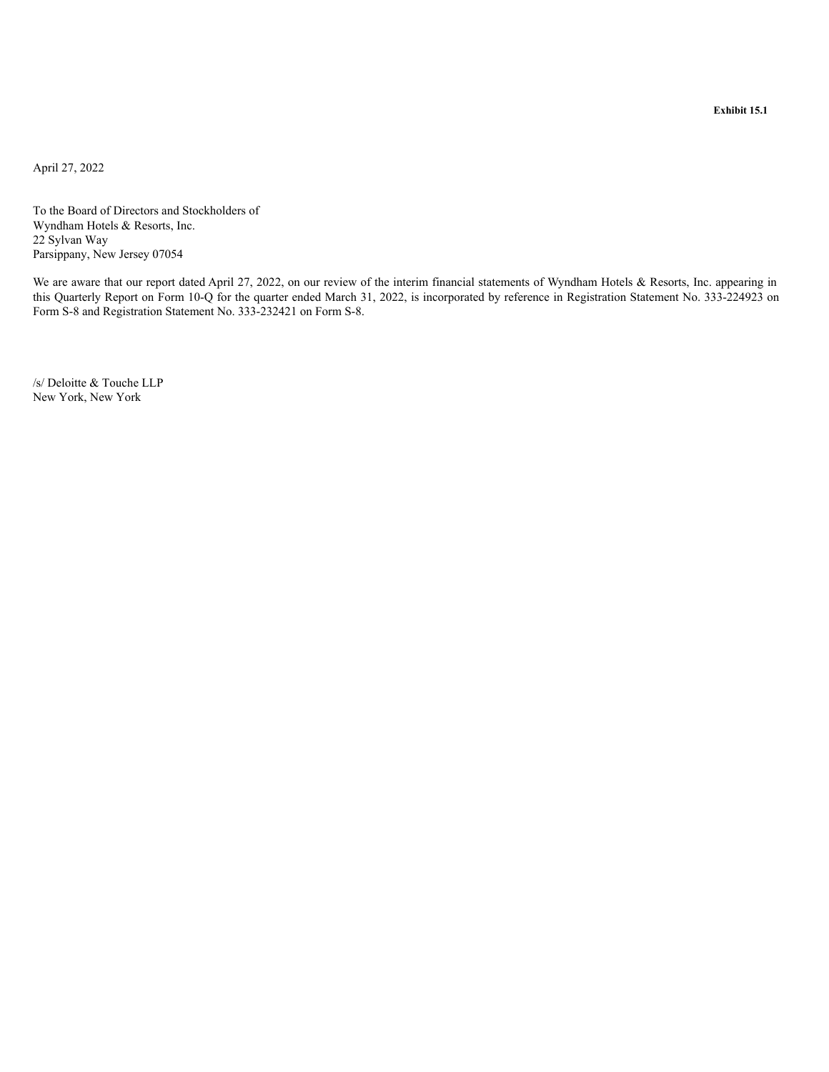**Exhibit 15.1**

April 27, 2022

To the Board of Directors and Stockholders of
Wyndham Hotels & Resorts, Inc.
22 Sylvan Way
Parsippany, New Jersey 07054

We are aware that our report dated April 27, 2022, on our review of the interim financial statements of Wyndham Hotels & Resorts, Inc. appearing in this Quarterly Report on Form 10-Q for the quarter ended March 31, 2022, is incorporated by reference in Registration Statement No. 333-224923 on Form S-8 and Registration Statement No. 333-232421 on Form S-8.

/s/ Deloitte & Touche LLP
New York, New York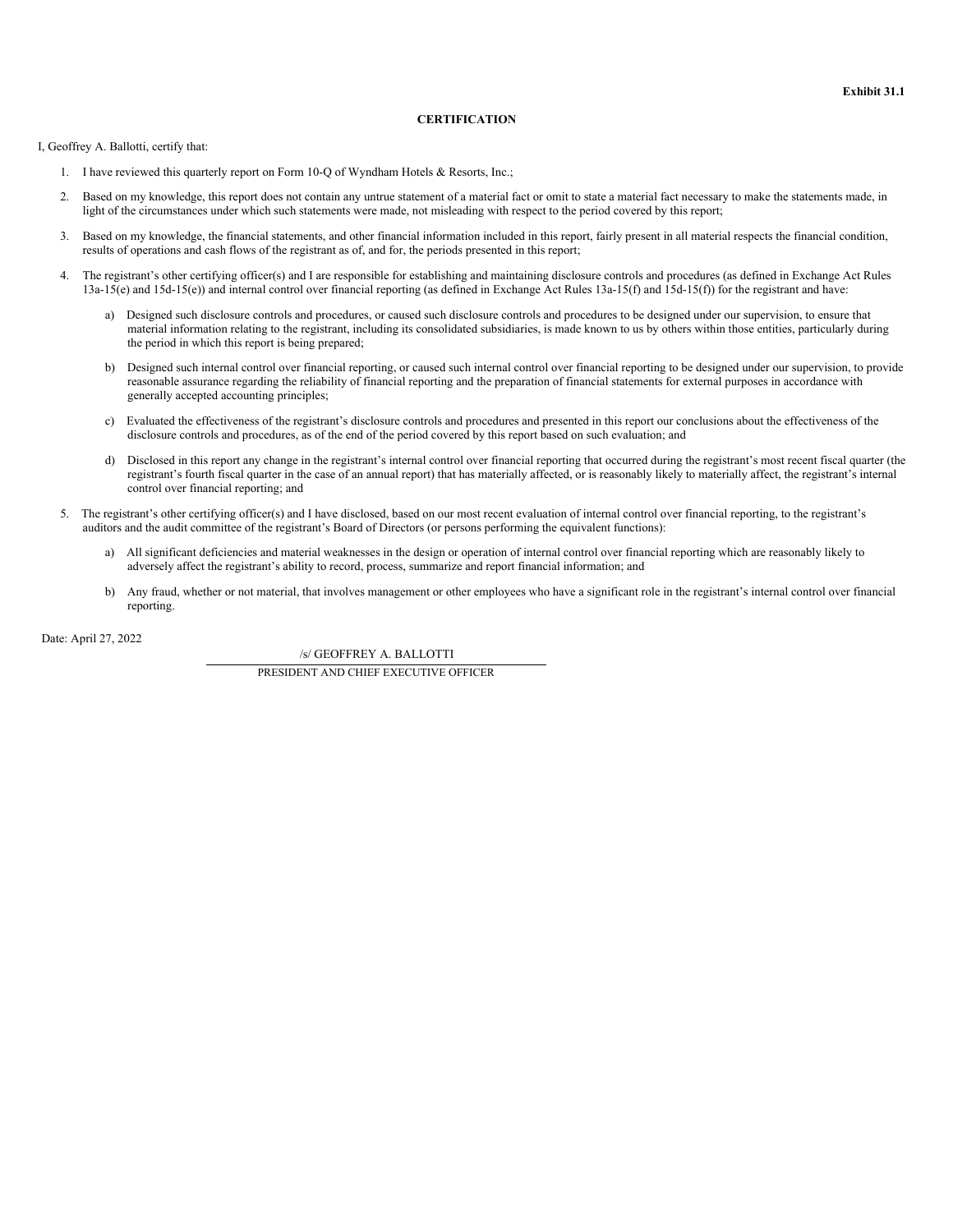**Exhibit 31.1**

**CERTIFICATION**

I, Geoffrey A. Ballotti, certify that:

1. I have reviewed this quarterly report on Form 10-Q of Wyndham Hotels & Resorts, Inc.;
2. Based on my knowledge, this report does not contain any untrue statement of a material fact or omit to state a material fact necessary to make the statements made, in light of the circumstances under which such statements were made, not misleading with respect to the period covered by this report;
3. Based on my knowledge, the financial statements, and other financial information included in this report, fairly present in all material respects the financial condition, results of operations and cash flows of the registrant as of, and for, the periods presented in this report;
4. The registrant's other certifying officer(s) and I are responsible for establishing and maintaining disclosure controls and procedures (as defined in Exchange Act Rules 13a-15(e) and 15d-15(e)) and internal control over financial reporting (as defined in Exchange Act Rules 13a-15(f) and 15d-15(f)) for the registrant and have:
   a) Designed such disclosure controls and procedures, or caused such disclosure controls and procedures to be designed under our supervision, to ensure that material information relating to the registrant, including its consolidated subsidiaries, is made known to us by others within those entities, particularly during the period in which this report is being prepared;
   b) Designed such internal control over financial reporting, or caused such internal control over financial reporting to be designed under our supervision, to provide reasonable assurance regarding the reliability of financial reporting and the preparation of financial statements for external purposes in accordance with generally accepted accounting principles;
   c) Evaluated the effectiveness of the registrant's disclosure controls and procedures and presented in this report our conclusions about the effectiveness of the disclosure controls and procedures, as of the end of the period covered by this report based on such evaluation; and
   d) Disclosed in this report any change in the registrant's internal control over financial reporting that occurred during the registrant's most recent fiscal quarter (the registrant's fourth fiscal quarter in the case of an annual report) that has materially affected, or is reasonably likely to materially affect, the registrant's internal control over financial reporting; and
5. The registrant's other certifying officer(s) and I have disclosed, based on our most recent evaluation of internal control over financial reporting, to the registrant's auditors and the audit committee of the registrant's Board of Directors (or persons performing the equivalent functions):
   a) All significant deficiencies and material weaknesses in the design or operation of internal control over financial reporting which are reasonably likely to adversely affect the registrant's ability to record, process, summarize and report financial information; and
   b) Any fraud, whether or not material, that involves management or other employees who have a significant role in the registrant's internal control over financial reporting.

Date: April 27, 2022

/s/ GEOFFREY A. BALLOTTI

PRESIDENT AND CHIEF EXECUTIVE OFFICER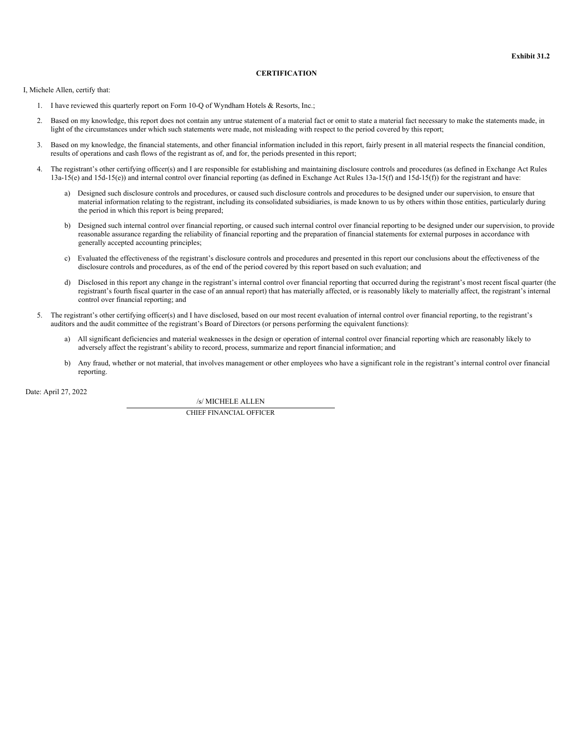**Exhibit 31.2**

**CERTIFICATION**

I, Michele Allen, certify that:

1. I have reviewed this quarterly report on Form 10-Q of Wyndham Hotels & Resorts, Inc.;
2. Based on my knowledge, this report does not contain any untrue statement of a material fact or omit to state a material fact necessary to make the statements made, in light of the circumstances under which such statements were made, not misleading with respect to the period covered by this report;
3. Based on my knowledge, the financial statements, and other financial information included in this report, fairly present in all material respects the financial condition, results of operations and cash flows of the registrant as of, and for, the periods presented in this report;
4. The registrant's other certifying officer(s) and I are responsible for establishing and maintaining disclosure controls and procedures (as defined in Exchange Act Rules 13a-15(e) and 15d-15(e)) and internal control over financial reporting (as defined in Exchange Act Rules 13a-15(f) and 15d-15(f)) for the registrant and have:
   a) Designed such disclosure controls and procedures, or caused such disclosure controls and procedures to be designed under our supervision, to ensure that material information relating to the registrant, including its consolidated subsidiaries, is made known to us by others within those entities, particularly during the period in which this report is being prepared;
   b) Designed such internal control over financial reporting, or caused such internal control over financial reporting to be designed under our supervision, to provide reasonable assurance regarding the reliability of financial reporting and the preparation of financial statements for external purposes in accordance with generally accepted accounting principles;
   c) Evaluated the effectiveness of the registrant's disclosure controls and procedures and presented in this report our conclusions about the effectiveness of the disclosure controls and procedures, as of the end of the period covered by this report based on such evaluation; and
   d) Disclosed in this report any change in the registrant's internal control over financial reporting that occurred during the registrant's most recent fiscal quarter (the registrant's fourth fiscal quarter in the case of an annual report) that has materially affected, or is reasonably likely to materially affect, the registrant's internal control over financial reporting; and
5. The registrant's other certifying officer(s) and I have disclosed, based on our most recent evaluation of internal control over financial reporting, to the registrant's auditors and the audit committee of the registrant's Board of Directors (or persons performing the equivalent functions):
   a) All significant deficiencies and material weaknesses in the design or operation of internal control over financial reporting which are reasonably likely to adversely affect the registrant's ability to record, process, summarize and report financial information; and
   b) Any fraud, whether or not material, that involves management or other employees who have a significant role in the registrant's internal control over financial reporting.

Date: April 27, 2022

/s/ MICHELE ALLEN

CHIEF FINANCIAL OFFICER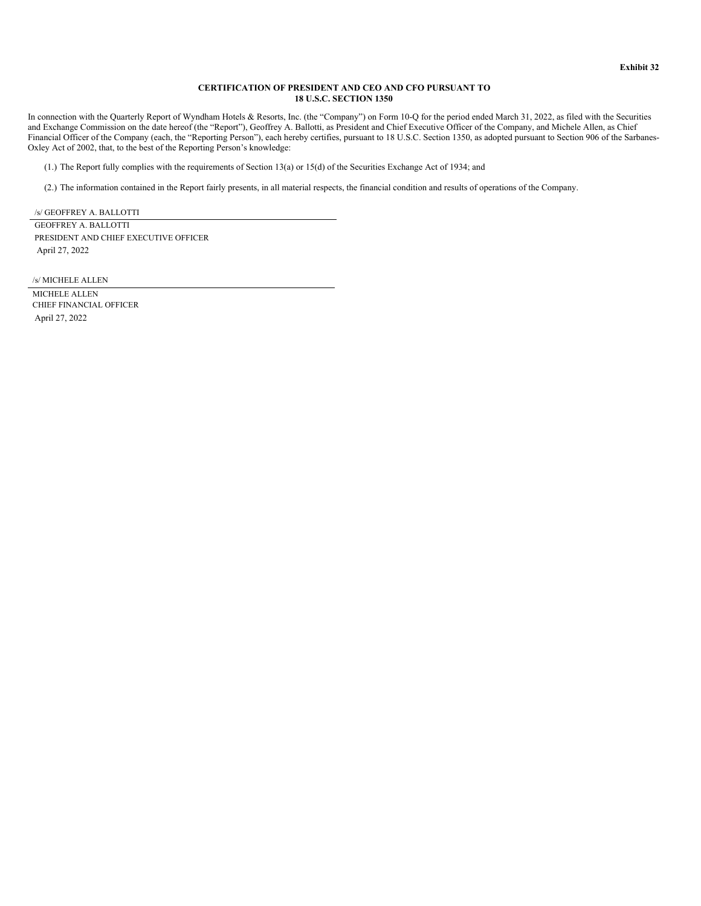**Exhibit 32**

**CERTIFICATION OF PRESIDENT AND CEO AND CFO PURSUANT TO 18 U.S.C. SECTION 1350**

In connection with the Quarterly Report of Wyndham Hotels & Resorts, Inc. (the "Company") on Form 10-Q for the period ended March 31, 2022, as filed with the Securities and Exchange Commission on the date hereof (the "Report"), Geoffrey A. Ballotti, as President and Chief Executive Officer of the Company, and Michele Allen, as Chief Financial Officer of the Company (each, the "Reporting Person"), each hereby certifies, pursuant to 18 U.S.C. Section 1350, as adopted pursuant to Section 906 of the Sarbanes-Oxley Act of 2002, that, to the best of the Reporting Person's knowledge:

(1.) The Report fully complies with the requirements of Section 13(a) or 15(d) of the Securities Exchange Act of 1934; and

(2.) The information contained in the Report fairly presents, in all material respects, the financial condition and results of operations of the Company.

/s/ GEOFFREY A. BALLOTTI

GEOFFREY A. BALLOTTI
PRESIDENT AND CHIEF EXECUTIVE OFFICER
April 27, 2022

/s/ MICHELE ALLEN

MICHELE ALLEN
CHIEF FINANCIAL OFFICER
April 27, 2022